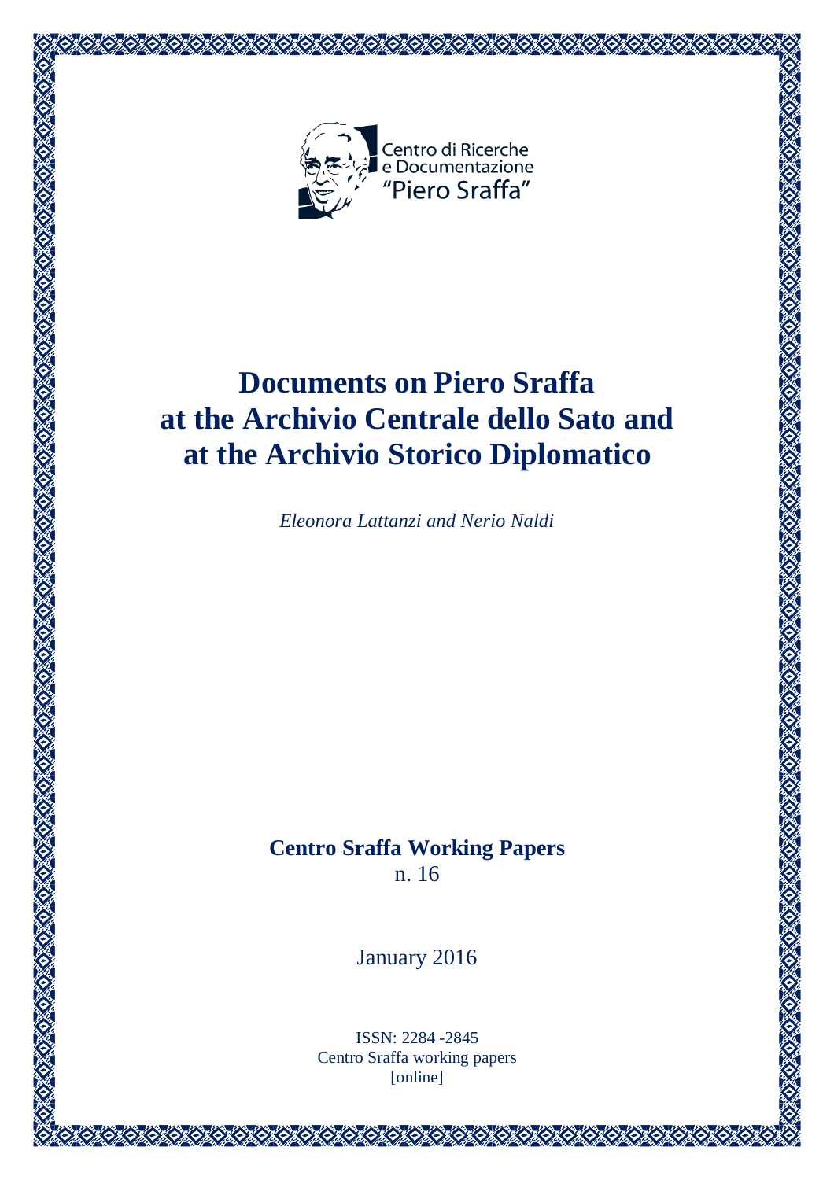Centro di Ricerche
e Documentazione
"Piero Sraffa"

# Documents on Piero Sraffa at the Archivio Centrale dello Sato and at the Archivio Storico Diplomatico

*Eleonora Lattanzi and Nerio Naldi*

**Centro Sraffa Working Papers**
n. 16

January 2016

ISSN: 2284 -2845
Centro Sraffa working papers
[online]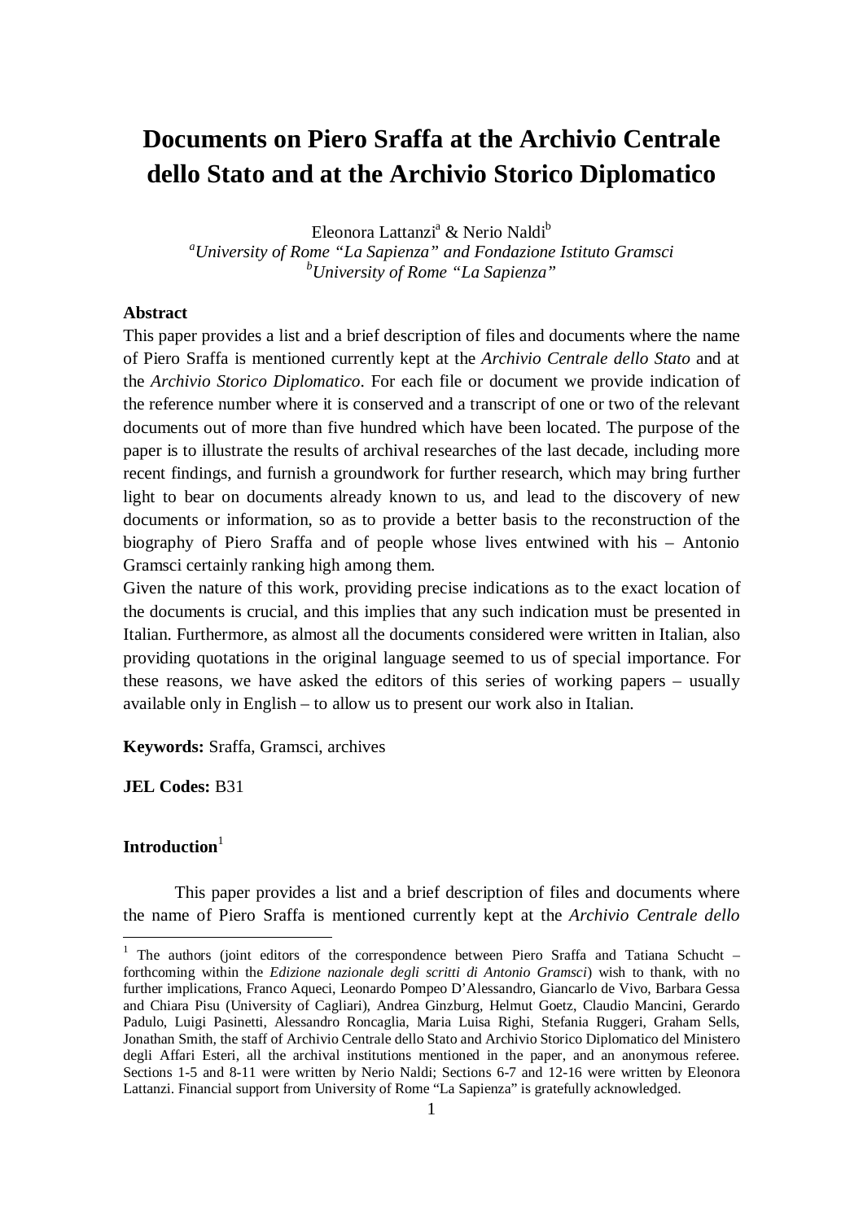# Documents on Piero Sraffa at the Archivio Centrale dello Stato and at the Archivio Storico Diplomatico

Eleonora Lattanzi[a] & Nerio Naldi[b]

[a]*University of Rome "La Sapienza" and Fondazione Istituto Gramsci*
[b]*University of Rome "La Sapienza"*

**Abstract**

This paper provides a list and a brief description of files and documents where the name of Piero Sraffa is mentioned currently kept at the *Archivio Centrale dello Stato* and at the *Archivio Storico Diplomatico*. For each file or document we provide indication of the reference number where it is conserved and a transcript of one or two of the relevant documents out of more than five hundred which have been located. The purpose of the paper is to illustrate the results of archival researches of the last decade, including more recent findings, and furnish a groundwork for further research, which may bring further light to bear on documents already known to us, and lead to the discovery of new documents or information, so as to provide a better basis to the reconstruction of the biography of Piero Sraffa and of people whose lives entwined with his – Antonio Gramsci certainly ranking high among them.

Given the nature of this work, providing precise indications as to the exact location of the documents is crucial, and this implies that any such indication must be presented in Italian. Furthermore, as almost all the documents considered were written in Italian, also providing quotations in the original language seemed to us of special importance. For these reasons, we have asked the editors of this series of working papers – usually available only in English – to allow us to present our work also in Italian.

**Keywords:** Sraffa, Gramsci, archives

**JEL Codes:** B31

**Introduction**[1]

This paper provides a list and a brief description of files and documents where the name of Piero Sraffa is mentioned currently kept at the *Archivio Centrale dello*

[1] The authors (joint editors of the correspondence between Piero Sraffa and Tatiana Schucht – forthcoming within the *Edizione nazionale degli scritti di Antonio Gramsci*) wish to thank, with no further implications, Franco Aqueci, Leonardo Pompeo D'Alessandro, Giancarlo de Vivo, Barbara Gessa and Chiara Pisu (University of Cagliari), Andrea Ginzburg, Helmut Goetz, Claudio Mancini, Gerardo Padulo, Luigi Pasinetti, Alessandro Roncaglia, Maria Luisa Righi, Stefania Ruggeri, Graham Sells, Jonathan Smith, the staff of Archivio Centrale dello Stato and Archivio Storico Diplomatico del Ministero degli Affari Esteri, all the archival institutions mentioned in the paper, and an anonymous referee. Sections 1-5 and 8-11 were written by Nerio Naldi; Sections 6-7 and 12-16 were written by Eleonora Lattanzi. Financial support from University of Rome "La Sapienza" is gratefully acknowledged.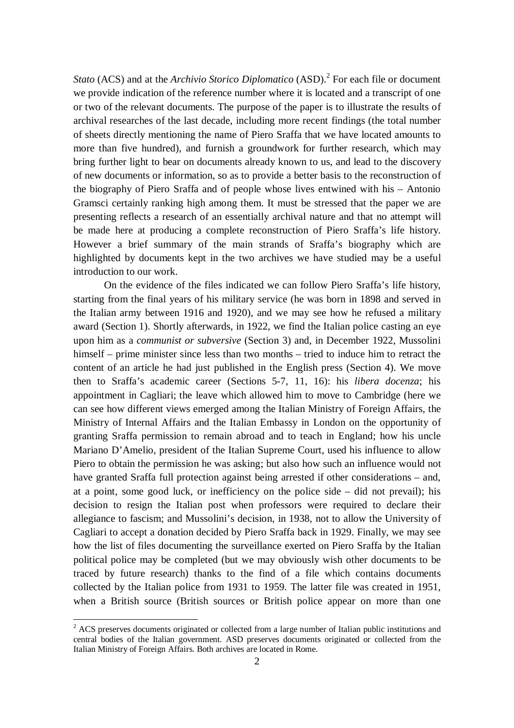*Stato* (ACS) and at the *Archivio Storico Diplomatico* (ASD).[2] For each file or document we provide indication of the reference number where it is located and a transcript of one or two of the relevant documents. The purpose of the paper is to illustrate the results of archival researches of the last decade, including more recent findings (the total number of sheets directly mentioning the name of Piero Sraffa that we have located amounts to more than five hundred), and furnish a groundwork for further research, which may bring further light to bear on documents already known to us, and lead to the discovery of new documents or information, so as to provide a better basis to the reconstruction of the biography of Piero Sraffa and of people whose lives entwined with his – Antonio Gramsci certainly ranking high among them. It must be stressed that the paper we are presenting reflects a research of an essentially archival nature and that no attempt will be made here at producing a complete reconstruction of Piero Sraffa's life history. However a brief summary of the main strands of Sraffa's biography which are highlighted by documents kept in the two archives we have studied may be a useful introduction to our work.

On the evidence of the files indicated we can follow Piero Sraffa's life history, starting from the final years of his military service (he was born in 1898 and served in the Italian army between 1916 and 1920), and we may see how he refused a military award (Section 1). Shortly afterwards, in 1922, we find the Italian police casting an eye upon him as a *communist or subversive* (Section 3) and, in December 1922, Mussolini himself – prime minister since less than two months – tried to induce him to retract the content of an article he had just published in the English press (Section 4). We move then to Sraffa's academic career (Sections 5-7, 11, 16): his *libera docenza*; his appointment in Cagliari; the leave which allowed him to move to Cambridge (here we can see how different views emerged among the Italian Ministry of Foreign Affairs, the Ministry of Internal Affairs and the Italian Embassy in London on the opportunity of granting Sraffa permission to remain abroad and to teach in England; how his uncle Mariano D'Amelio, president of the Italian Supreme Court, used his influence to allow Piero to obtain the permission he was asking; but also how such an influence would not have granted Sraffa full protection against being arrested if other considerations – and, at a point, some good luck, or inefficiency on the police side – did not prevail); his decision to resign the Italian post when professors were required to declare their allegiance to fascism; and Mussolini's decision, in 1938, not to allow the University of Cagliari to accept a donation decided by Piero Sraffa back in 1929. Finally, we may see how the list of files documenting the surveillance exerted on Piero Sraffa by the Italian political police may be completed (but we may obviously wish other documents to be traced by future research) thanks to the find of a file which contains documents collected by the Italian police from 1931 to 1959. The latter file was created in 1951, when a British source (British sources or British police appear on more than one

---

[2] ACS preserves documents originated or collected from a large number of Italian public institutions and central bodies of the Italian government. ASD preserves documents originated or collected from the Italian Ministry of Foreign Affairs. Both archives are located in Rome.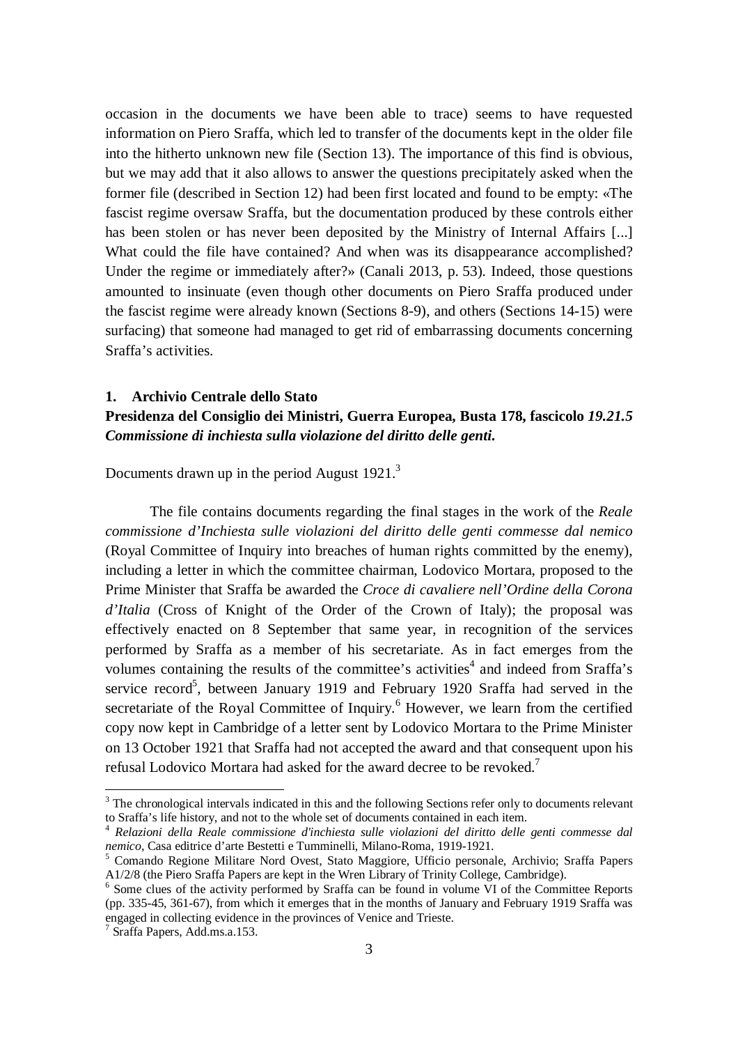occasion in the documents we have been able to trace) seems to have requested information on Piero Sraffa, which led to transfer of the documents kept in the older file into the hitherto unknown new file (Section 13). The importance of this find is obvious, but we may add that it also allows to answer the questions precipitately asked when the former file (described in Section 12) had been first located and found to be empty: «The fascist regime oversaw Sraffa, but the documentation produced by these controls either has been stolen or has never been deposited by the Ministry of Internal Affairs [...] What could the file have contained? And when was its disappearance accomplished? Under the regime or immediately after?» (Canali 2013, p. 53). Indeed, those questions amounted to insinuate (even though other documents on Piero Sraffa produced under the fascist regime were already known (Sections 8-9), and others (Sections 14-15) were surfacing) that someone had managed to get rid of embarrassing documents concerning Sraffa's activities.

### 1. Archivio Centrale dello Stato
### Presidenza del Consiglio dei Ministri, Guerra Europea, Busta 178, fascicolo *19.21.5 Commissione di inchiesta sulla violazione del diritto delle genti.*

Documents drawn up in the period August 1921.[3]

The file contains documents regarding the final stages in the work of the *Reale commissione d'Inchiesta sulle violazioni del diritto delle genti commesse dal nemico* (Royal Committee of Inquiry into breaches of human rights committed by the enemy), including a letter in which the committee chairman, Lodovico Mortara, proposed to the Prime Minister that Sraffa be awarded the *Croce di cavaliere nell'Ordine della Corona d'Italia* (Cross of Knight of the Order of the Crown of Italy); the proposal was effectively enacted on 8 September that same year, in recognition of the services performed by Sraffa as a member of his secretariate. As in fact emerges from the volumes containing the results of the committee's activities[4] and indeed from Sraffa's service record[5], between January 1919 and February 1920 Sraffa had served in the secretariate of the Royal Committee of Inquiry.[6] However, we learn from the certified copy now kept in Cambridge of a letter sent by Lodovico Mortara to the Prime Minister on 13 October 1921 that Sraffa had not accepted the award and that consequent upon his refusal Lodovico Mortara had asked for the award decree to be revoked.[7]

---

[3] The chronological intervals indicated in this and the following Sections refer only to documents relevant to Sraffa's life history, and not to the whole set of documents contained in each item.

[4] *Relazioni della Reale commissione d'inchiesta sulle violazioni del diritto delle genti commesse dal nemico*, Casa editrice d'arte Bestetti e Tumminelli, Milano-Roma, 1919-1921.

[5] Comando Regione Militare Nord Ovest, Stato Maggiore, Ufficio personale, Archivio; Sraffa Papers A1/2/8 (the Piero Sraffa Papers are kept in the Wren Library of Trinity College, Cambridge).

[6] Some clues of the activity performed by Sraffa can be found in volume VI of the Committee Reports (pp. 335-45, 361-67), from which it emerges that in the months of January and February 1919 Sraffa was engaged in collecting evidence in the provinces of Venice and Trieste.

[7] Sraffa Papers, Add.ms.a.153.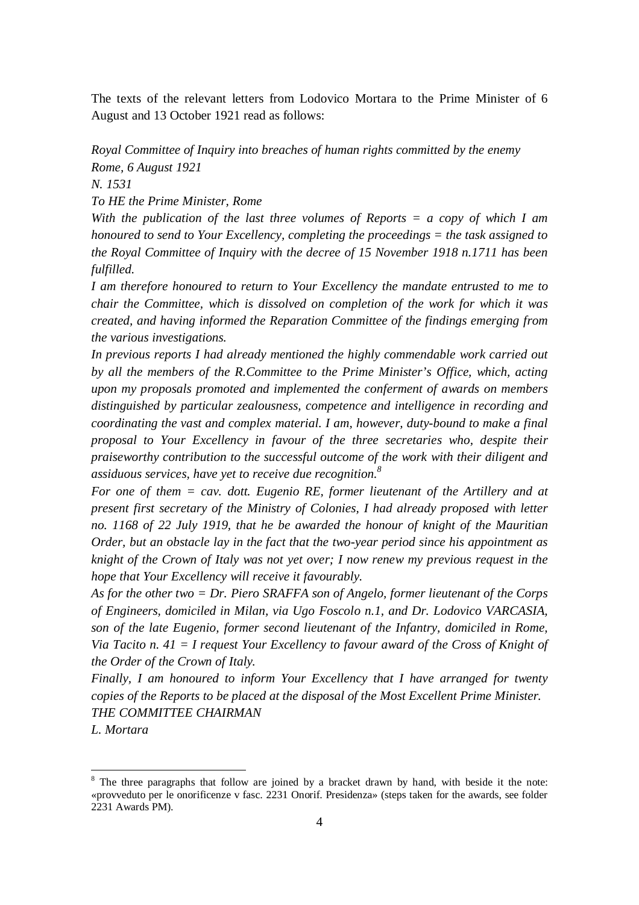The texts of the relevant letters from Lodovico Mortara to the Prime Minister of 6 August and 13 October 1921 read as follows:

*Royal Committee of Inquiry into breaches of human rights committed by the enemy*
*Rome, 6 August 1921*
*N. 1531*
*To HE the Prime Minister, Rome*
*With the publication of the last three volumes of Reports = a copy of which I am honoured to send to Your Excellency, completing the proceedings = the task assigned to the Royal Committee of Inquiry with the decree of 15 November 1918 n.1711 has been fulfilled.*
*I am therefore honoured to return to Your Excellency the mandate entrusted to me to chair the Committee, which is dissolved on completion of the work for which it was created, and having informed the Reparation Committee of the findings emerging from the various investigations.*
*In previous reports I had already mentioned the highly commendable work carried out by all the members of the R.Committee to the Prime Minister's Office, which, acting upon my proposals promoted and implemented the conferment of awards on members distinguished by particular zealousness, competence and intelligence in recording and coordinating the vast and complex material. I am, however, duty-bound to make a final proposal to Your Excellency in favour of the three secretaries who, despite their praiseworthy contribution to the successful outcome of the work with their diligent and assiduous services, have yet to receive due recognition.*[8]
*For one of them = cav. dott. Eugenio RE, former lieutenant of the Artillery and at present first secretary of the Ministry of Colonies, I had already proposed with letter no. 1168 of 22 July 1919, that he be awarded the honour of knight of the Mauritian Order, but an obstacle lay in the fact that the two-year period since his appointment as knight of the Crown of Italy was not yet over; I now renew my previous request in the hope that Your Excellency will receive it favourably.*
*As for the other two = Dr. Piero SRAFFA son of Angelo, former lieutenant of the Corps of Engineers, domiciled in Milan, via Ugo Foscolo n.1, and Dr. Lodovico VARCASIA, son of the late Eugenio, former second lieutenant of the Infantry, domiciled in Rome, Via Tacito n. 41 = I request Your Excellency to favour award of the Cross of Knight of the Order of the Crown of Italy.*
*Finally, I am honoured to inform Your Excellency that I have arranged for twenty copies of the Reports to be placed at the disposal of the Most Excellent Prime Minister.*
*THE COMMITTEE CHAIRMAN*
*L. Mortara*

---

[8] The three paragraphs that follow are joined by a bracket drawn by hand, with beside it the note: «provveduto per le onorificenze v fasc. 2231 Onorif. Presidenza» (steps taken for the awards, see folder 2231 Awards PM).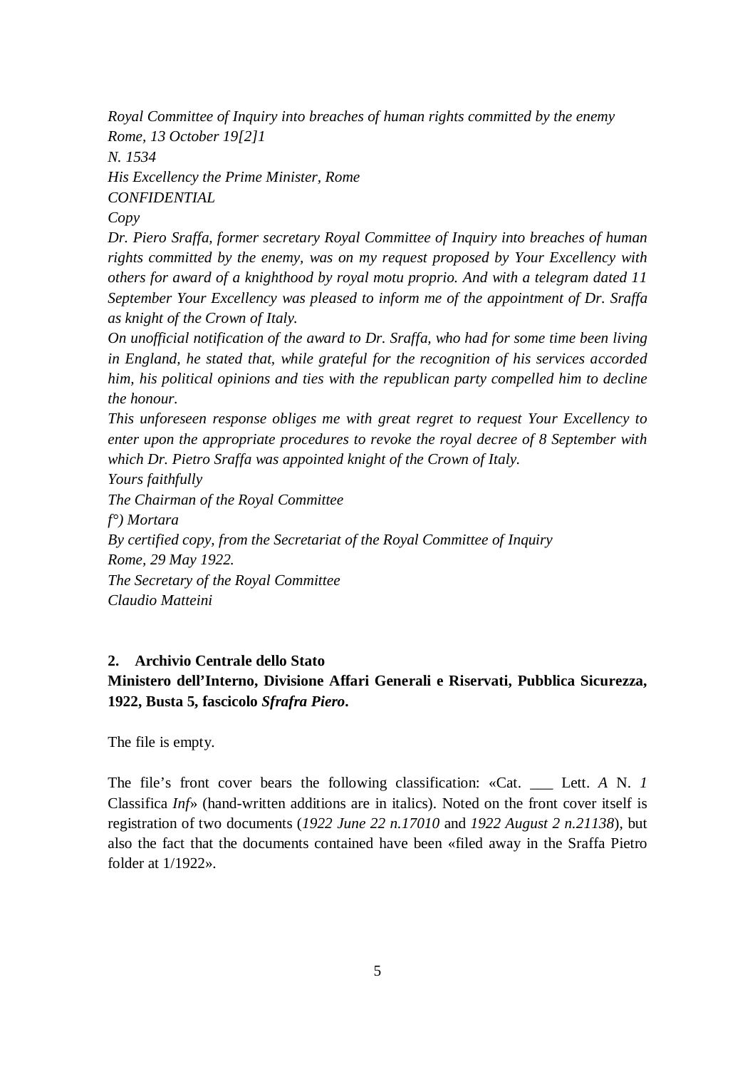*Royal Committee of Inquiry into breaches of human rights committed by the enemy*
*Rome, 13 October 19[2]1*
*N. 1534*
*His Excellency the Prime Minister, Rome*
*CONFIDENTIAL*
*Copy*
*Dr. Piero Sraffa, former secretary Royal Committee of Inquiry into breaches of human rights committed by the enemy, was on my request proposed by Your Excellency with others for award of a knighthood by royal motu proprio. And with a telegram dated 11 September Your Excellency was pleased to inform me of the appointment of Dr. Sraffa as knight of the Crown of Italy.*
*On unofficial notification of the award to Dr. Sraffa, who had for some time been living in England, he stated that, while grateful for the recognition of his services accorded him, his political opinions and ties with the republican party compelled him to decline the honour.*
*This unforeseen response obliges me with great regret to request Your Excellency to enter upon the appropriate procedures to revoke the royal decree of 8 September with which Dr. Pietro Sraffa was appointed knight of the Crown of Italy.*
*Yours faithfully*
*The Chairman of the Royal Committee*
*f°) Mortara*
*By certified copy, from the Secretariat of the Royal Committee of Inquiry*
*Rome, 29 May 1922.*
*The Secretary of the Royal Committee*
*Claudio Matteini*

## 2. Archivio Centrale dello Stato

**Ministero dell'Interno, Divisione Affari Generali e Riservati, Pubblica Sicurezza, 1922, Busta 5, fascicolo *Sfrafra Piero*.**

The file is empty.

The file's front cover bears the following classification: «Cat. ___ Lett. *A* N. *1* Classifica *Inf*» (hand-written additions are in italics). Noted on the front cover itself is registration of two documents (*1922 June 22 n.17010* and *1922 August 2 n.21138*), but also the fact that the documents contained have been «filed away in the Sraffa Pietro folder at 1/1922».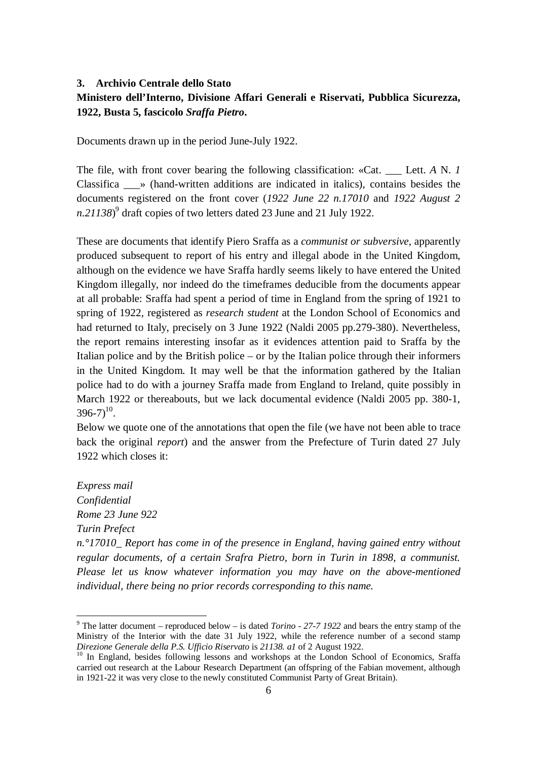### 3. Archivio Centrale dello Stato

**Ministero dell'Interno, Divisione Affari Generali e Riservati, Pubblica Sicurezza, 1922, Busta 5, fascicolo *Sraffa Pietro*.**

Documents drawn up in the period June-July 1922.

The file, with front cover bearing the following classification: «Cat. ___ Lett. *A* N. *1* Classifica ___» (hand-written additions are indicated in italics), contains besides the documents registered on the front cover (*1922 June 22 n.17010* and *1922 August 2 n.21138*)[9] draft copies of two letters dated 23 June and 21 July 1922.

These are documents that identify Piero Sraffa as a *communist or subversive*, apparently produced subsequent to report of his entry and illegal abode in the United Kingdom, although on the evidence we have Sraffa hardly seems likely to have entered the United Kingdom illegally, nor indeed do the timeframes deducible from the documents appear at all probable: Sraffa had spent a period of time in England from the spring of 1921 to spring of 1922, registered as *research student* at the London School of Economics and had returned to Italy, precisely on 3 June 1922 (Naldi 2005 pp.279-380). Nevertheless, the report remains interesting insofar as it evidences attention paid to Sraffa by the Italian police and by the British police – or by the Italian police through their informers in the United Kingdom. It may well be that the information gathered by the Italian police had to do with a journey Sraffa made from England to Ireland, quite possibly in March 1922 or thereabouts, but we lack documental evidence (Naldi 2005 pp. 380-1, 396-7)[10].

Below we quote one of the annotations that open the file (we have not been able to trace back the original *report*) and the answer from the Prefecture of Turin dated 27 July 1922 which closes it:

*Express mail*
*Confidential*
*Rome 23 June 922*
*Turin Prefect*
*n.°17010_ Report has come in of the presence in England, having gained entry without regular documents, of a certain Srafra Pietro, born in Turin in 1898, a communist. Please let us know whatever information you may have on the above-mentioned individual, there being no prior records corresponding to this name.*

---

[9] The latter document – reproduced below – is dated *Torino - 27-7 1922* and bears the entry stamp of the Ministry of the Interior with the date 31 July 1922, while the reference number of a second stamp *Direzione Generale della P.S. Ufficio Riservato* is *21138. a1* of 2 August 1922.

[10] In England, besides following lessons and workshops at the London School of Economics, Sraffa carried out research at the Labour Research Department (an offspring of the Fabian movement, although in 1921-22 it was very close to the newly constituted Communist Party of Great Britain).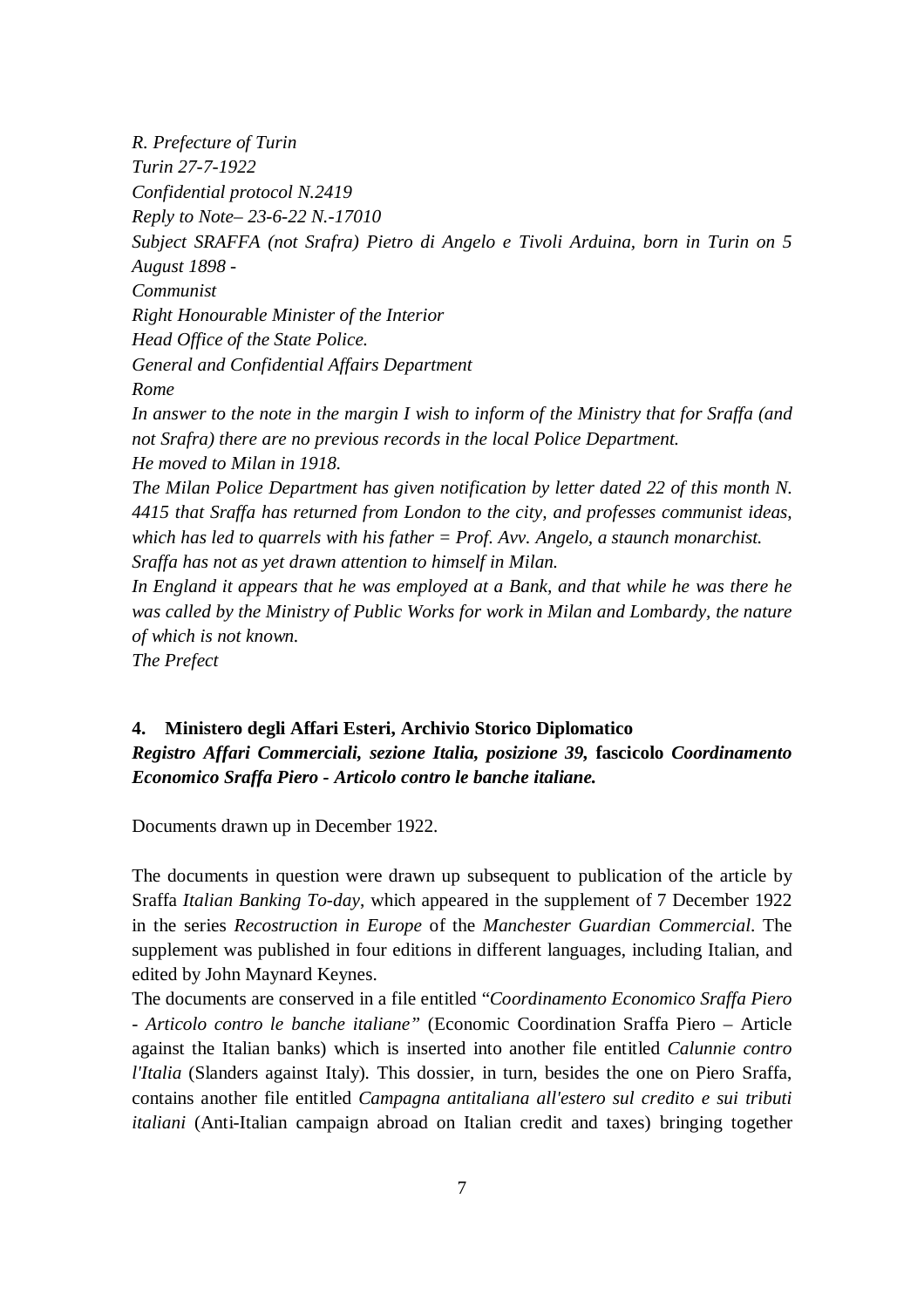*R. Prefecture of Turin*
*Turin 27-7-1922*
*Confidential protocol N.2419*
*Reply to Note– 23-6-22 N.-17010*
*Subject SRAFFA (not Srafra) Pietro di Angelo e Tivoli Arduina, born in Turin on 5 August 1898 -*
*Communist*
*Right Honourable Minister of the Interior*
*Head Office of the State Police.*
*General and Confidential Affairs Department*
*Rome*
*In answer to the note in the margin I wish to inform of the Ministry that for Sraffa (and not Srafra) there are no previous records in the local Police Department.*
*He moved to Milan in 1918.*
*The Milan Police Department has given notification by letter dated 22 of this month N. 4415 that Sraffa has returned from London to the city, and professes communist ideas, which has led to quarrels with his father = Prof. Avv. Angelo, a staunch monarchist.*
*Sraffa has not as yet drawn attention to himself in Milan.*
*In England it appears that he was employed at a Bank, and that while he was there he was called by the Ministry of Public Works for work in Milan and Lombardy, the nature of which is not known.*
*The Prefect*

### 4. Ministero degli Affari Esteri, Archivio Storico Diplomatico *Registro Affari Commerciali, sezione Italia, posizione 39,* fascicolo *Coordinamento Economico Sraffa Piero - Articolo contro le banche italiane.*

Documents drawn up in December 1922.

The documents in question were drawn up subsequent to publication of the article by Sraffa *Italian Banking To-day*, which appeared in the supplement of 7 December 1922 in the series *Recostruction in Europe* of the *Manchester Guardian Commercial*. The supplement was published in four editions in different languages, including Italian, and edited by John Maynard Keynes.
The documents are conserved in a file entitled "*Coordinamento Economico Sraffa Piero - Articolo contro le banche italiane"* (Economic Coordination Sraffa Piero – Article against the Italian banks) which is inserted into another file entitled *Calunnie contro l'Italia* (Slanders against Italy). This dossier, in turn, besides the one on Piero Sraffa, contains another file entitled *Campagna antitaliana all'estero sul credito e sui tributi italiani* (Anti-Italian campaign abroad on Italian credit and taxes) bringing together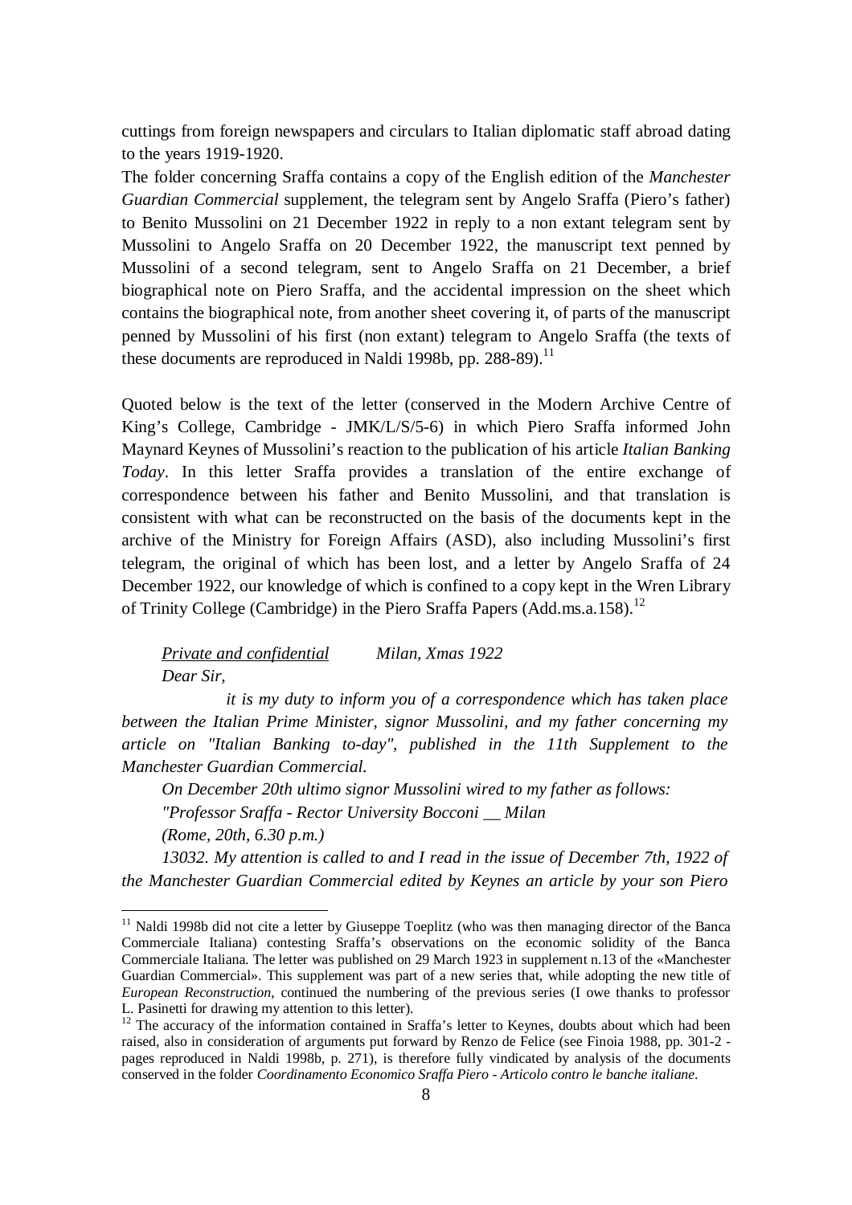cuttings from foreign newspapers and circulars to Italian diplomatic staff abroad dating to the years 1919-1920.

The folder concerning Sraffa contains a copy of the English edition of the *Manchester Guardian Commercial* supplement, the telegram sent by Angelo Sraffa (Piero's father) to Benito Mussolini on 21 December 1922 in reply to a non extant telegram sent by Mussolini to Angelo Sraffa on 20 December 1922, the manuscript text penned by Mussolini of a second telegram, sent to Angelo Sraffa on 21 December, a brief biographical note on Piero Sraffa, and the accidental impression on the sheet which contains the biographical note, from another sheet covering it, of parts of the manuscript penned by Mussolini of his first (non extant) telegram to Angelo Sraffa (the texts of these documents are reproduced in Naldi 1998b, pp. 288-89).[11]

Quoted below is the text of the letter (conserved in the Modern Archive Centre of King's College, Cambridge - JMK/L/S/5-6) in which Piero Sraffa informed John Maynard Keynes of Mussolini's reaction to the publication of his article *Italian Banking Today*. In this letter Sraffa provides a translation of the entire exchange of correspondence between his father and Benito Mussolini, and that translation is consistent with what can be reconstructed on the basis of the documents kept in the archive of the Ministry for Foreign Affairs (ASD), also including Mussolini's first telegram, the original of which has been lost, and a letter by Angelo Sraffa of 24 December 1922, our knowledge of which is confined to a copy kept in the Wren Library of Trinity College (Cambridge) in the Piero Sraffa Papers (Add.ms.a.158).[12]

> *Private and confidential* *Milan, Xmas 1922*
>
> *Dear Sir,*
>
> *it is my duty to inform you of a correspondence which has taken place between the Italian Prime Minister, signor Mussolini, and my father concerning my article on "Italian Banking to-day", published in the 11th Supplement to the Manchester Guardian Commercial.*
>
> *On December 20th ultimo signor Mussolini wired to my father as follows:*
>
> *"Professor Sraffa - Rector University Bocconi __ Milan*
>
> *(Rome, 20th, 6.30 p.m.)*
>
> *13032. My attention is called to and I read in the issue of December 7th, 1922 of the Manchester Guardian Commercial edited by Keynes an article by your son Piero*

[11] Naldi 1998b did not cite a letter by Giuseppe Toeplitz (who was then managing director of the Banca Commerciale Italiana) contesting Sraffa's observations on the economic solidity of the Banca Commerciale Italiana. The letter was published on 29 March 1923 in supplement n.13 of the «Manchester Guardian Commercial». This supplement was part of a new series that, while adopting the new title of *European Reconstruction*, continued the numbering of the previous series (I owe thanks to professor L. Pasinetti for drawing my attention to this letter).

[12] The accuracy of the information contained in Sraffa's letter to Keynes, doubts about which had been raised, also in consideration of arguments put forward by Renzo de Felice (see Finoia 1988, pp. 301-2 - pages reproduced in Naldi 1998b, p. 271), is therefore fully vindicated by analysis of the documents conserved in the folder *Coordinamento Economico Sraffa Piero - Articolo contro le banche italiane*.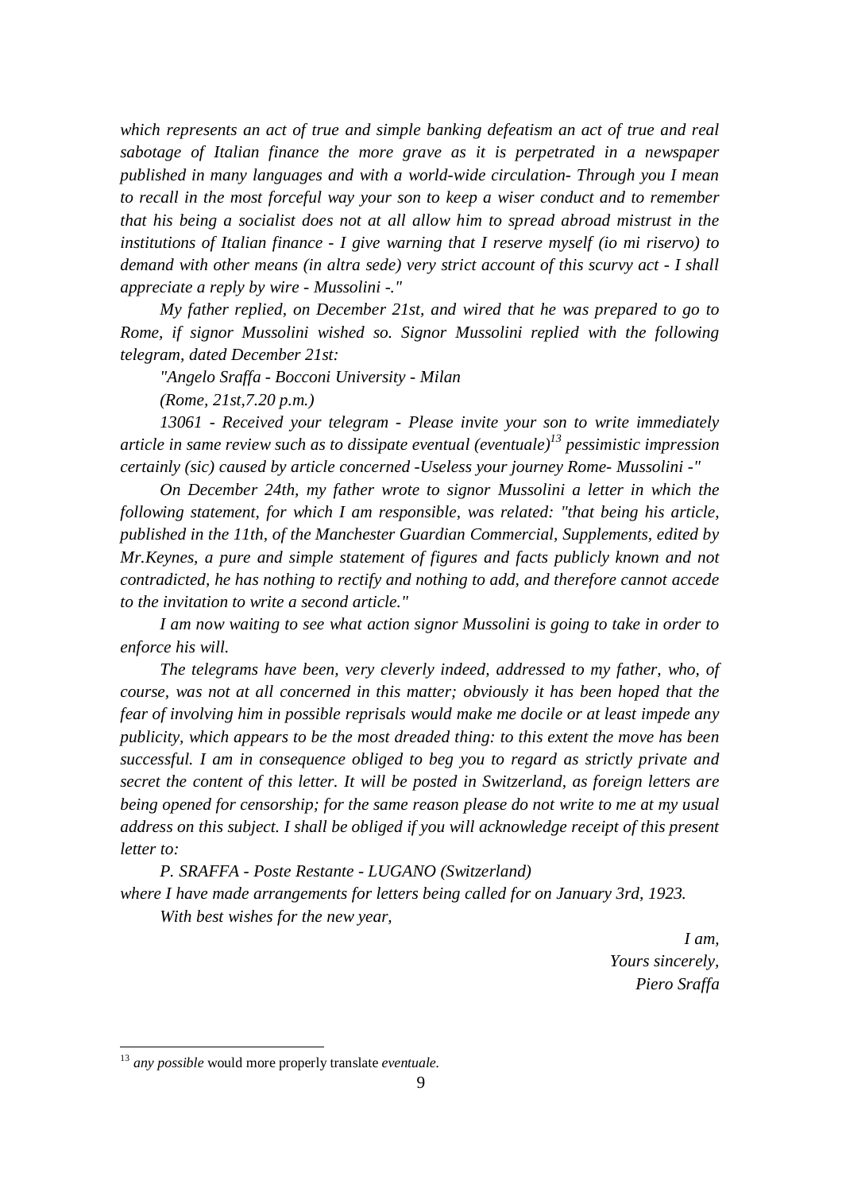*which represents an act of true and simple banking defeatism an act of true and real sabotage of Italian finance the more grave as it is perpetrated in a newspaper published in many languages and with a world-wide circulation- Through you I mean to recall in the most forceful way your son to keep a wiser conduct and to remember that his being a socialist does not at all allow him to spread abroad mistrust in the institutions of Italian finance - I give warning that I reserve myself (io mi riservo) to demand with other means (in altra sede) very strict account of this scurvy act - I shall appreciate a reply by wire - Mussolini -."*

*My father replied, on December 21st, and wired that he was prepared to go to Rome, if signor Mussolini wished so. Signor Mussolini replied with the following telegram, dated December 21st:*

*"Angelo Sraffa - Bocconi University - Milan*

*(Rome, 21st,7.20 p.m.)*

*13061 - Received your telegram - Please invite your son to write immediately article in same review such as to dissipate eventual (eventuale)*[13] *pessimistic impression certainly (sic) caused by article concerned -Useless your journey Rome- Mussolini -"*

*On December 24th, my father wrote to signor Mussolini a letter in which the following statement, for which I am responsible, was related: "that being his article, published in the 11th, of the Manchester Guardian Commercial, Supplements, edited by Mr.Keynes, a pure and simple statement of figures and facts publicly known and not contradicted, he has nothing to rectify and nothing to add, and therefore cannot accede to the invitation to write a second article."*

*I am now waiting to see what action signor Mussolini is going to take in order to enforce his will.*

*The telegrams have been, very cleverly indeed, addressed to my father, who, of course, was not at all concerned in this matter; obviously it has been hoped that the fear of involving him in possible reprisals would make me docile or at least impede any publicity, which appears to be the most dreaded thing: to this extent the move has been successful. I am in consequence obliged to beg you to regard as strictly private and secret the content of this letter. It will be posted in Switzerland, as foreign letters are being opened for censorship; for the same reason please do not write to me at my usual address on this subject. I shall be obliged if you will acknowledge receipt of this present letter to:*

*P. SRAFFA - Poste Restante - LUGANO (Switzerland)*

*where I have made arrangements for letters being called for on January 3rd, 1923.*

*With best wishes for the new year,*

*I am,*
*Yours sincerely,*
*Piero Sraffa*

---

[13] *any possible* would more properly translate *eventuale.*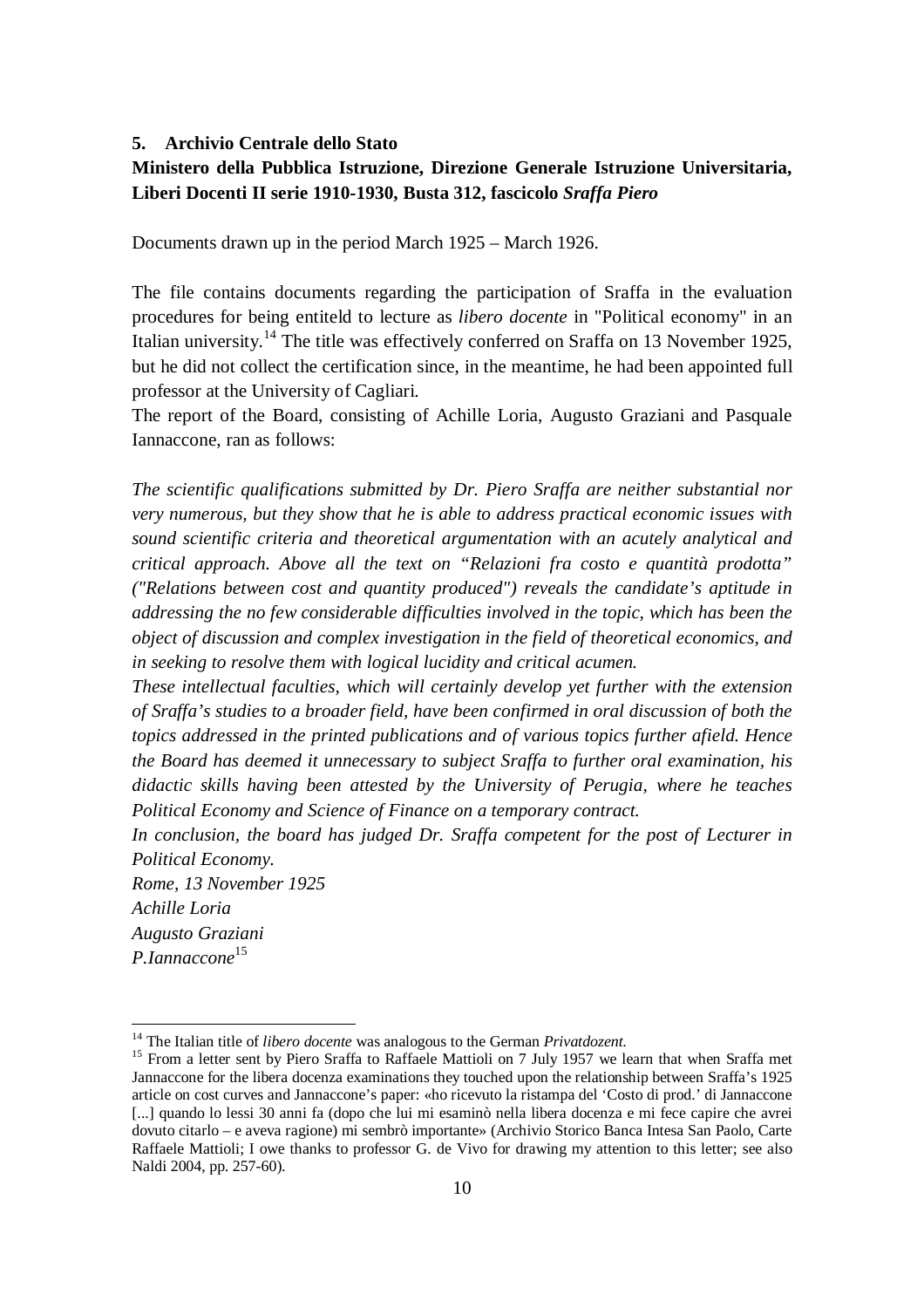## 5. Archivio Centrale dello Stato

**Ministero della Pubblica Istruzione, Direzione Generale Istruzione Universitaria, Liberi Docenti II serie 1910-1930, Busta 312, fascicolo *Sraffa Piero***

Documents drawn up in the period March 1925 – March 1926.

The file contains documents regarding the participation of Sraffa in the evaluation procedures for being entiteld to lecture as *libero docente* in "Political economy" in an Italian university.[14] The title was effectively conferred on Sraffa on 13 November 1925, but he did not collect the certification since, in the meantime, he had been appointed full professor at the University of Cagliari.

The report of the Board, consisting of Achille Loria, Augusto Graziani and Pasquale Iannaccone, ran as follows:

*The scientific qualifications submitted by Dr. Piero Sraffa are neither substantial nor very numerous, but they show that he is able to address practical economic issues with sound scientific criteria and theoretical argumentation with an acutely analytical and critical approach. Above all the text on "Relazioni fra costo e quantità prodotta" ("Relations between cost and quantity produced") reveals the candidate's aptitude in addressing the no few considerable difficulties involved in the topic, which has been the object of discussion and complex investigation in the field of theoretical economics, and in seeking to resolve them with logical lucidity and critical acumen.*

*These intellectual faculties, which will certainly develop yet further with the extension of Sraffa's studies to a broader field, have been confirmed in oral discussion of both the topics addressed in the printed publications and of various topics further afield. Hence the Board has deemed it unnecessary to subject Sraffa to further oral examination, his didactic skills having been attested by the University of Perugia, where he teaches Political Economy and Science of Finance on a temporary contract.*

*In conclusion, the board has judged Dr. Sraffa competent for the post of Lecturer in Political Economy.*

*Rome, 13 November 1925*

*Achille Loria*

*Augusto Graziani*

*P.Iannaccone*[15]

---

[14] The Italian title of *libero docente* was analogous to the German *Privatdozent*.

[15] From a letter sent by Piero Sraffa to Raffaele Mattioli on 7 July 1957 we learn that when Sraffa met Jannaccone for the libera docenza examinations they touched upon the relationship between Sraffa's 1925 article on cost curves and Jannaccone's paper: «ho ricevuto la ristampa del 'Costo di prod.' di Jannaccone [...] quando lo lessi 30 anni fa (dopo che lui mi esaminò nella libera docenza e mi fece capire che avrei dovuto citarlo – e aveva ragione) mi sembrò importante» (Archivio Storico Banca Intesa San Paolo, Carte Raffaele Mattioli; I owe thanks to professor G. de Vivo for drawing my attention to this letter; see also Naldi 2004, pp. 257-60).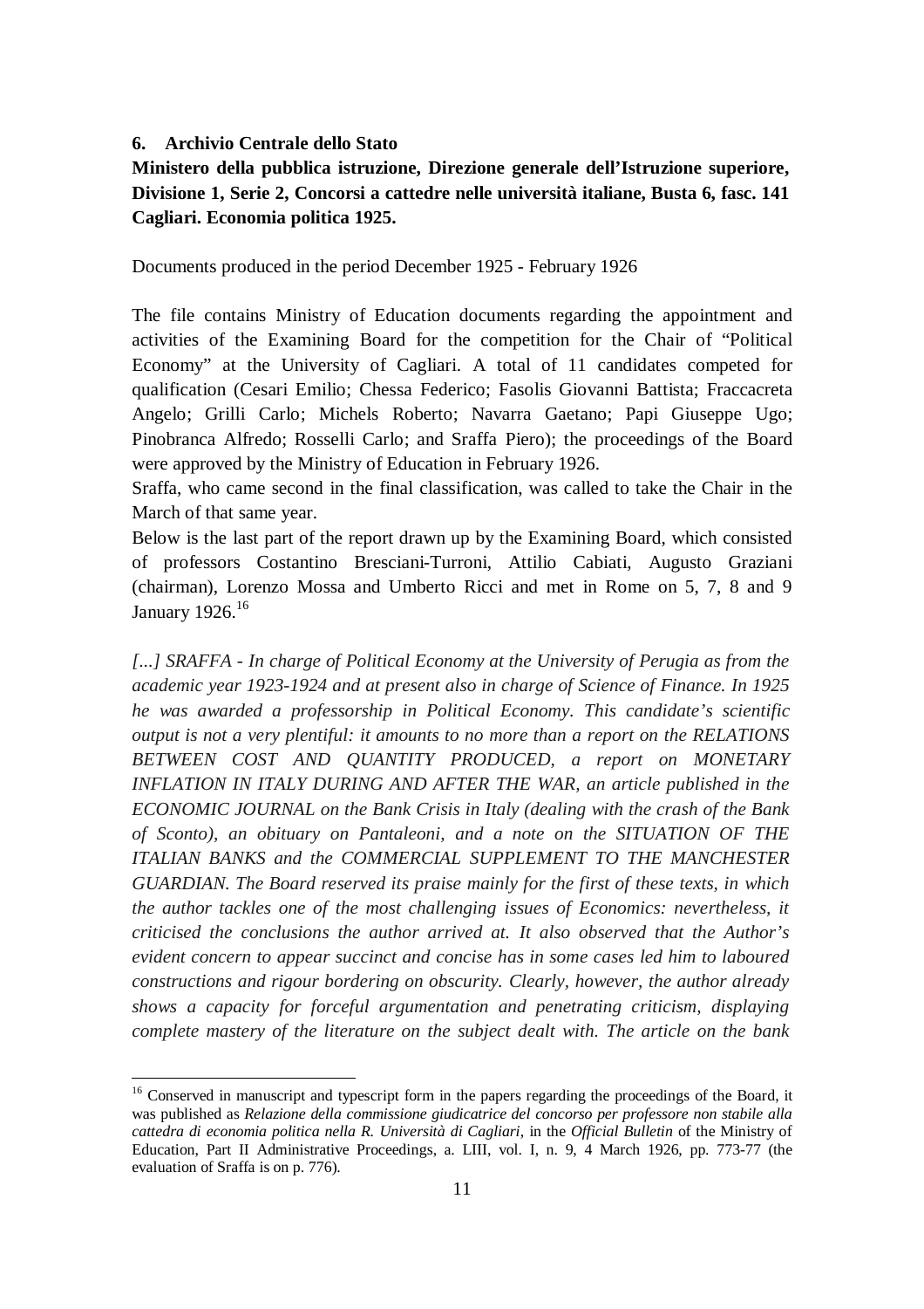## 6. Archivio Centrale dello Stato

**Ministero della pubblica istruzione, Direzione generale dell'Istruzione superiore, Divisione 1, Serie 2, Concorsi a cattedre nelle università italiane, Busta 6, fasc. 141 Cagliari. Economia politica 1925.**

Documents produced in the period December 1925 - February 1926

The file contains Ministry of Education documents regarding the appointment and activities of the Examining Board for the competition for the Chair of "Political Economy" at the University of Cagliari. A total of 11 candidates competed for qualification (Cesari Emilio; Chessa Federico; Fasolis Giovanni Battista; Fraccacreta Angelo; Grilli Carlo; Michels Roberto; Navarra Gaetano; Papi Giuseppe Ugo; Pinobranca Alfredo; Rosselli Carlo; and Sraffa Piero); the proceedings of the Board were approved by the Ministry of Education in February 1926.

Sraffa, who came second in the final classification, was called to take the Chair in the March of that same year.

Below is the last part of the report drawn up by the Examining Board, which consisted of professors Costantino Bresciani-Turroni, Attilio Cabiati, Augusto Graziani (chairman), Lorenzo Mossa and Umberto Ricci and met in Rome on 5, 7, 8 and 9 January 1926.[16]

*[...] SRAFFA - In charge of Political Economy at the University of Perugia as from the academic year 1923-1924 and at present also in charge of Science of Finance. In 1925 he was awarded a professorship in Political Economy. This candidate's scientific output is not a very plentiful: it amounts to no more than a report on the RELATIONS BETWEEN COST AND QUANTITY PRODUCED, a report on MONETARY INFLATION IN ITALY DURING AND AFTER THE WAR, an article published in the ECONOMIC JOURNAL on the Bank Crisis in Italy (dealing with the crash of the Bank of Sconto), an obituary on Pantaleoni, and a note on the SITUATION OF THE ITALIAN BANKS and the COMMERCIAL SUPPLEMENT TO THE MANCHESTER GUARDIAN. The Board reserved its praise mainly for the first of these texts, in which the author tackles one of the most challenging issues of Economics: nevertheless, it criticised the conclusions the author arrived at. It also observed that the Author's evident concern to appear succinct and concise has in some cases led him to laboured constructions and rigour bordering on obscurity. Clearly, however, the author already shows a capacity for forceful argumentation and penetrating criticism, displaying complete mastery of the literature on the subject dealt with. The article on the bank*

---

[16] Conserved in manuscript and typescript form in the papers regarding the proceedings of the Board, it was published as *Relazione della commissione giudicatrice del concorso per professore non stabile alla cattedra di economia politica nella R. Università di Cagliari*, in the *Official Bulletin* of the Ministry of Education, Part II Administrative Proceedings, a. LIII, vol. I, n. 9, 4 March 1926, pp. 773-77 (the evaluation of Sraffa is on p. 776).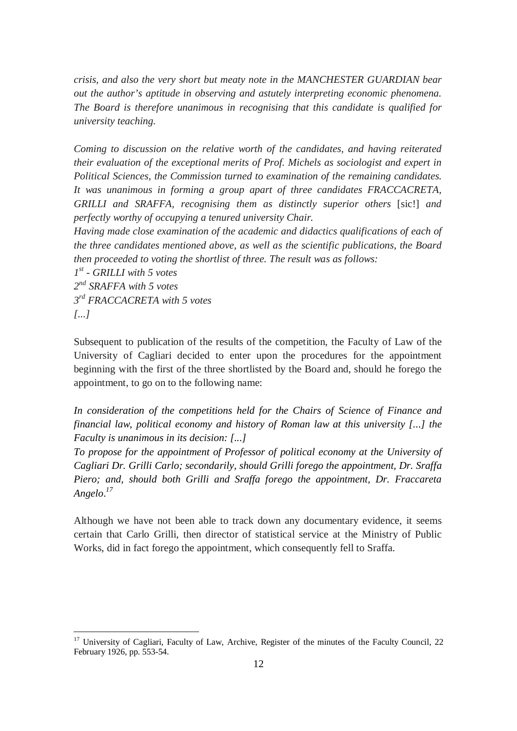*crisis, and also the very short but meaty note in the MANCHESTER GUARDIAN bear out the author's aptitude in observing and astutely interpreting economic phenomena. The Board is therefore unanimous in recognising that this candidate is qualified for university teaching.*

*Coming to discussion on the relative worth of the candidates, and having reiterated their evaluation of the exceptional merits of Prof. Michels as sociologist and expert in Political Sciences, the Commission turned to examination of the remaining candidates. It was unanimous in forming a group apart of three candidates FRACCACRETA, GRILLI and SRAFFA, recognising them as distinctly superior others* [sic!] *and perfectly worthy of occupying a tenured university Chair.*
*Having made close examination of the academic and didactics qualifications of each of the three candidates mentioned above, as well as the scientific publications, the Board then proceeded to voting the shortlist of three. The result was as follows:*
*1st - GRILLI with 5 votes*
*2nd SRAFFA with 5 votes*
*3rd FRACCACRETA with 5 votes*
*[...]*

Subsequent to publication of the results of the competition, the Faculty of Law of the University of Cagliari decided to enter upon the procedures for the appointment beginning with the first of the three shortlisted by the Board and, should he forego the appointment, to go on to the following name:

*In consideration of the competitions held for the Chairs of Science of Finance and financial law, political economy and history of Roman law at this university [...] the Faculty is unanimous in its decision: [...]*
*To propose for the appointment of Professor of political economy at the University of Cagliari Dr. Grilli Carlo; secondarily, should Grilli forego the appointment, Dr. Sraffa Piero; and, should both Grilli and Sraffa forego the appointment, Dr. Fraccareta Angelo.*[17]

Although we have not been able to track down any documentary evidence, it seems certain that Carlo Grilli, then director of statistical service at the Ministry of Public Works, did in fact forego the appointment, which consequently fell to Sraffa.

[17] University of Cagliari, Faculty of Law, Archive, Register of the minutes of the Faculty Council, 22 February 1926, pp. 553-54.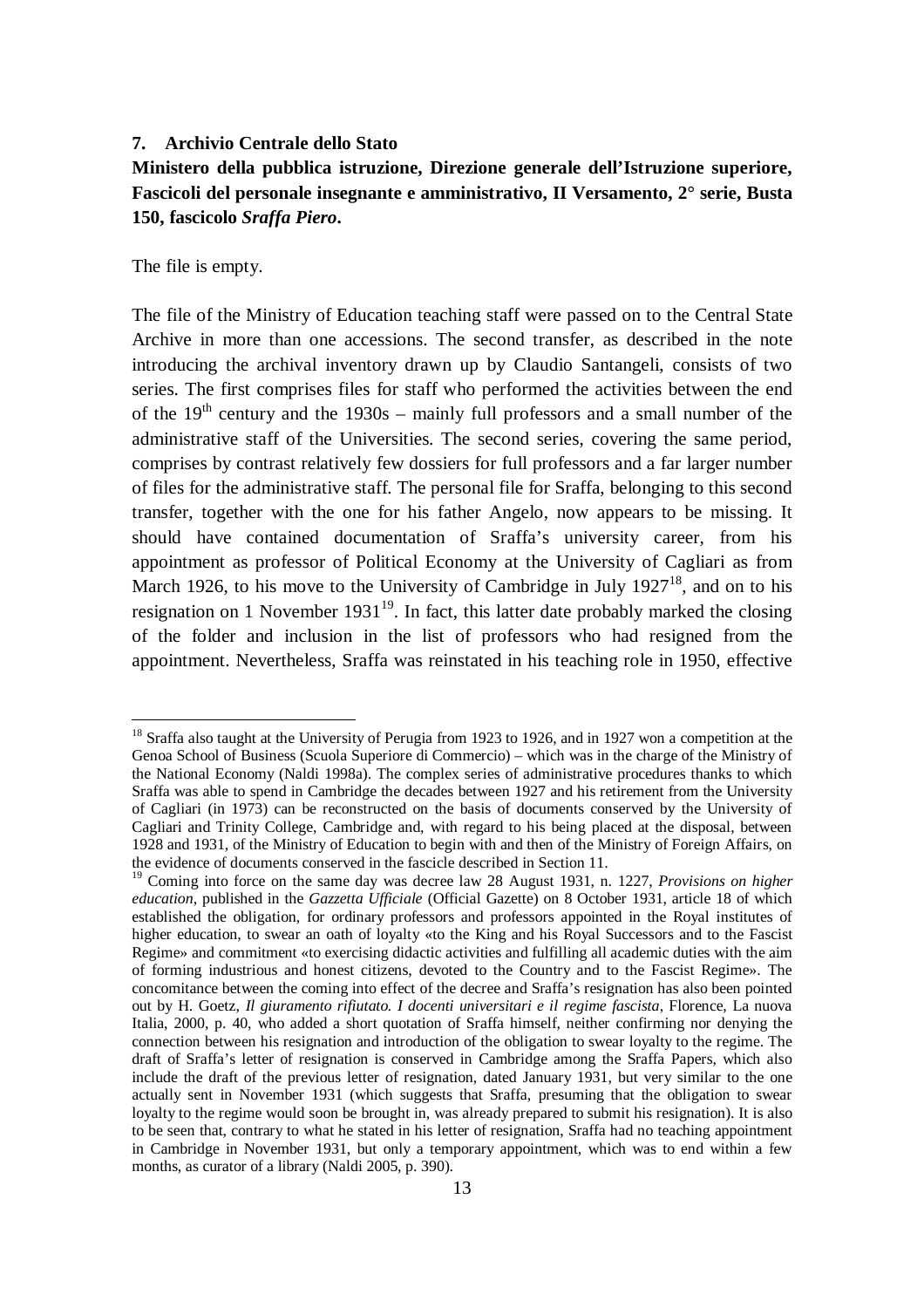## 7. Archivio Centrale dello Stato

**Ministero della pubblica istruzione, Direzione generale dell'Istruzione superiore, Fascicoli del personale insegnante e amministrativo, II Versamento, 2° serie, Busta 150, fascicolo *Sraffa Piero*.**

The file is empty.

The file of the Ministry of Education teaching staff were passed on to the Central State Archive in more than one accessions. The second transfer, as described in the note introducing the archival inventory drawn up by Claudio Santangeli, consists of two series. The first comprises files for staff who performed the activities between the end of the 19th century and the 1930s – mainly full professors and a small number of the administrative staff of the Universities. The second series, covering the same period, comprises by contrast relatively few dossiers for full professors and a far larger number of files for the administrative staff. The personal file for Sraffa, belonging to this second transfer, together with the one for his father Angelo, now appears to be missing. It should have contained documentation of Sraffa's university career, from his appointment as professor of Political Economy at the University of Cagliari as from March 1926, to his move to the University of Cambridge in July 1927[18], and on to his resignation on 1 November 1931[19]. In fact, this latter date probably marked the closing of the folder and inclusion in the list of professors who had resigned from the appointment. Nevertheless, Sraffa was reinstated in his teaching role in 1950, effective

---

[18] Sraffa also taught at the University of Perugia from 1923 to 1926, and in 1927 won a competition at the Genoa School of Business (Scuola Superiore di Commercio) – which was in the charge of the Ministry of the National Economy (Naldi 1998a). The complex series of administrative procedures thanks to which Sraffa was able to spend in Cambridge the decades between 1927 and his retirement from the University of Cagliari (in 1973) can be reconstructed on the basis of documents conserved by the University of Cagliari and Trinity College, Cambridge and, with regard to his being placed at the disposal, between 1928 and 1931, of the Ministry of Education to begin with and then of the Ministry of Foreign Affairs, on the evidence of documents conserved in the fascicle described in Section 11.

[19] Coming into force on the same day was decree law 28 August 1931, n. 1227, *Provisions on higher education*, published in the *Gazzetta Ufficiale* (Official Gazette) on 8 October 1931, article 18 of which established the obligation, for ordinary professors and professors appointed in the Royal institutes of higher education, to swear an oath of loyalty «to the King and his Royal Successors and to the Fascist Regime» and commitment «to exercising didactic activities and fulfilling all academic duties with the aim of forming industrious and honest citizens, devoted to the Country and to the Fascist Regime». The concomitance between the coming into effect of the decree and Sraffa's resignation has also been pointed out by H. Goetz, *Il giuramento rifiutato. I docenti universitari e il regime fascista*, Florence, La nuova Italia, 2000, p. 40, who added a short quotation of Sraffa himself, neither confirming nor denying the connection between his resignation and introduction of the obligation to swear loyalty to the regime. The draft of Sraffa's letter of resignation is conserved in Cambridge among the Sraffa Papers, which also include the draft of the previous letter of resignation, dated January 1931, but very similar to the one actually sent in November 1931 (which suggests that Sraffa, presuming that the obligation to swear loyalty to the regime would soon be brought in, was already prepared to submit his resignation). It is also to be seen that, contrary to what he stated in his letter of resignation, Sraffa had no teaching appointment in Cambridge in November 1931, but only a temporary appointment, which was to end within a few months, as curator of a library (Naldi 2005, p. 390).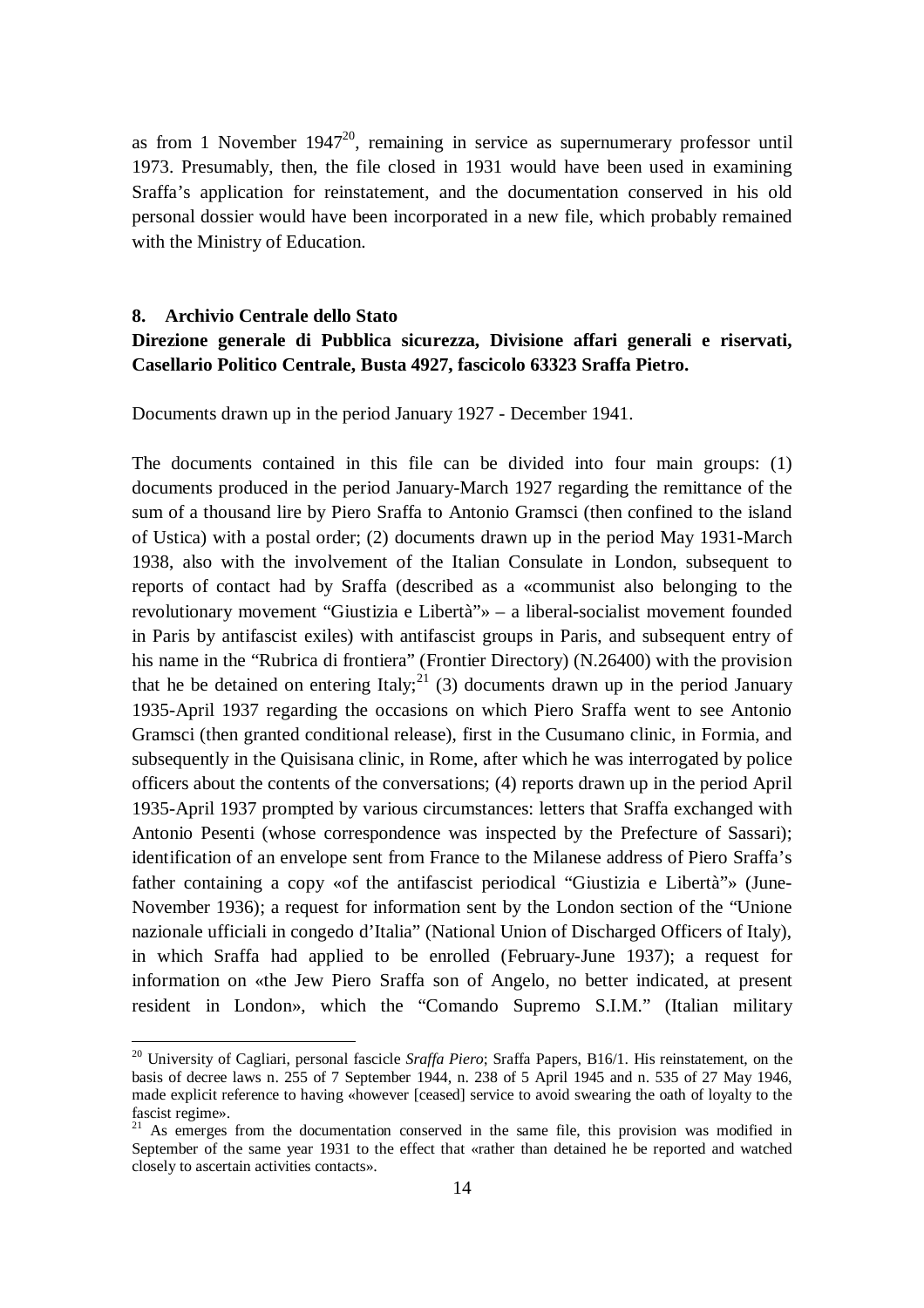as from 1 November 1947[20], remaining in service as supernumerary professor until 1973. Presumably, then, the file closed in 1931 would have been used in examining Sraffa's application for reinstatement, and the documentation conserved in his old personal dossier would have been incorporated in a new file, which probably remained with the Ministry of Education.

## 8. Archivio Centrale dello Stato

**Direzione generale di Pubblica sicurezza, Divisione affari generali e riservati, Casellario Politico Centrale, Busta 4927, fascicolo 63323 Sraffa Pietro.**

Documents drawn up in the period January 1927 - December 1941.

The documents contained in this file can be divided into four main groups: (1) documents produced in the period January-March 1927 regarding the remittance of the sum of a thousand lire by Piero Sraffa to Antonio Gramsci (then confined to the island of Ustica) with a postal order; (2) documents drawn up in the period May 1931-March 1938, also with the involvement of the Italian Consulate in London, subsequent to reports of contact had by Sraffa (described as a «communist also belonging to the revolutionary movement "Giustizia e Libertà"» – a liberal-socialist movement founded in Paris by antifascist exiles) with antifascist groups in Paris, and subsequent entry of his name in the "Rubrica di frontiera" (Frontier Directory) (N.26400) with the provision that he be detained on entering Italy;[21] (3) documents drawn up in the period January 1935-April 1937 regarding the occasions on which Piero Sraffa went to see Antonio Gramsci (then granted conditional release), first in the Cusumano clinic, in Formia, and subsequently in the Quisisana clinic, in Rome, after which he was interrogated by police officers about the contents of the conversations; (4) reports drawn up in the period April 1935-April 1937 prompted by various circumstances: letters that Sraffa exchanged with Antonio Pesenti (whose correspondence was inspected by the Prefecture of Sassari); identification of an envelope sent from France to the Milanese address of Piero Sraffa's father containing a copy «of the antifascist periodical "Giustizia e Libertà"» (June-November 1936); a request for information sent by the London section of the "Unione nazionale ufficiali in congedo d'Italia" (National Union of Discharged Officers of Italy), in which Sraffa had applied to be enrolled (February-June 1937); a request for information on «the Jew Piero Sraffa son of Angelo, no better indicated, at present resident in London», which the "Comando Supremo S.I.M." (Italian military

---

[20] University of Cagliari, personal fascicle *Sraffa Piero*; Sraffa Papers, B16/1. His reinstatement, on the basis of decree laws n. 255 of 7 September 1944, n. 238 of 5 April 1945 and n. 535 of 27 May 1946, made explicit reference to having «however [ceased] service to avoid swearing the oath of loyalty to the fascist regime».

[21] As emerges from the documentation conserved in the same file, this provision was modified in September of the same year 1931 to the effect that «rather than detained he be reported and watched closely to ascertain activities contacts».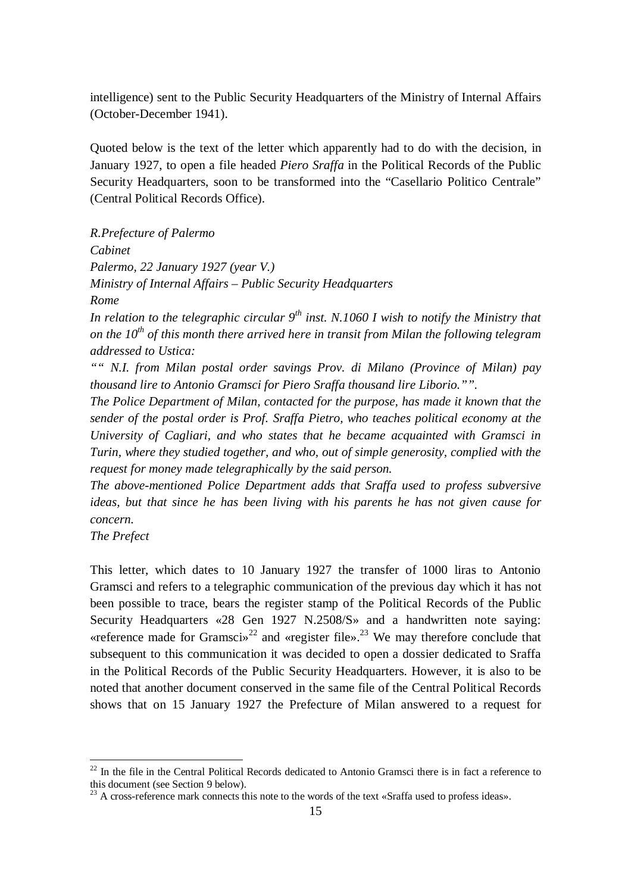intelligence) sent to the Public Security Headquarters of the Ministry of Internal Affairs (October-December 1941).

Quoted below is the text of the letter which apparently had to do with the decision, in January 1927, to open a file headed *Piero Sraffa* in the Political Records of the Public Security Headquarters, soon to be transformed into the "Casellario Politico Centrale" (Central Political Records Office).

*R.Prefecture of Palermo*
*Cabinet*
*Palermo, 22 January 1927 (year V.)*
*Ministry of Internal Affairs – Public Security Headquarters*
*Rome*
*In relation to the telegraphic circular 9th inst. N.1060 I wish to notify the Ministry that on the 10th of this month there arrived here in transit from Milan the following telegram addressed to Ustica:*
*"" N.I. from Milan postal order savings Prov. di Milano (Province of Milan) pay thousand lire to Antonio Gramsci for Piero Sraffa thousand lire Liborio."".*
*The Police Department of Milan, contacted for the purpose, has made it known that the sender of the postal order is Prof. Sraffa Pietro, who teaches political economy at the University of Cagliari, and who states that he became acquainted with Gramsci in Turin, where they studied together, and who, out of simple generosity, complied with the request for money made telegraphically by the said person.*
*The above-mentioned Police Department adds that Sraffa used to profess subversive ideas, but that since he has been living with his parents he has not given cause for concern.*
*The Prefect*

This letter, which dates to 10 January 1927 the transfer of 1000 liras to Antonio Gramsci and refers to a telegraphic communication of the previous day which it has not been possible to trace, bears the register stamp of the Political Records of the Public Security Headquarters «28 Gen 1927 N.2508/S» and a handwritten note saying: «reference made for Gramsci»[22] and «register file».[23] We may therefore conclude that subsequent to this communication it was decided to open a dossier dedicated to Sraffa in the Political Records of the Public Security Headquarters. However, it is also to be noted that another document conserved in the same file of the Central Political Records shows that on 15 January 1927 the Prefecture of Milan answered to a request for

[22] In the file in the Central Political Records dedicated to Antonio Gramsci there is in fact a reference to this document (see Section 9 below).

[23] A cross-reference mark connects this note to the words of the text «Sraffa used to profess ideas».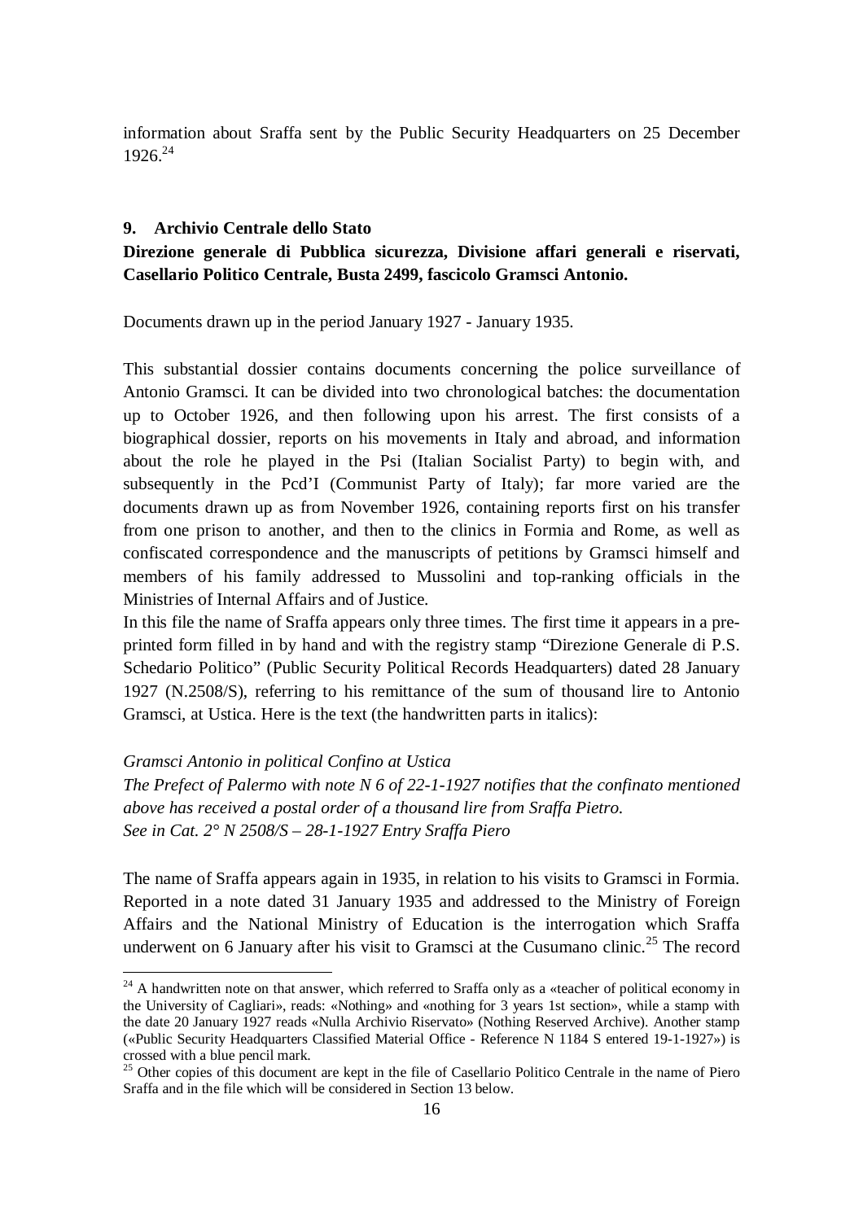information about Sraffa sent by the Public Security Headquarters on 25 December 1926.[24]

## 9. Archivio Centrale dello Stato

**Direzione generale di Pubblica sicurezza, Divisione affari generali e riservati, Casellario Politico Centrale, Busta 2499, fascicolo Gramsci Antonio.**

Documents drawn up in the period January 1927 - January 1935.

This substantial dossier contains documents concerning the police surveillance of Antonio Gramsci. It can be divided into two chronological batches: the documentation up to October 1926, and then following upon his arrest. The first consists of a biographical dossier, reports on his movements in Italy and abroad, and information about the role he played in the Psi (Italian Socialist Party) to begin with, and subsequently in the Pcd'I (Communist Party of Italy); far more varied are the documents drawn up as from November 1926, containing reports first on his transfer from one prison to another, and then to the clinics in Formia and Rome, as well as confiscated correspondence and the manuscripts of petitions by Gramsci himself and members of his family addressed to Mussolini and top-ranking officials in the Ministries of Internal Affairs and of Justice.

In this file the name of Sraffa appears only three times. The first time it appears in a pre-printed form filled in by hand and with the registry stamp "Direzione Generale di P.S. Schedario Politico" (Public Security Political Records Headquarters) dated 28 January 1927 (N.2508/S), referring to his remittance of the sum of thousand lire to Antonio Gramsci, at Ustica. Here is the text (the handwritten parts in italics):

*Gramsci Antonio in political Confino at Ustica*
*The Prefect of Palermo with note N 6 of 22-1-1927 notifies that the confinato mentioned above has received a postal order of a thousand lire from Sraffa Pietro.*
*See in Cat. 2° N 2508/S – 28-1-1927 Entry Sraffa Piero*

The name of Sraffa appears again in 1935, in relation to his visits to Gramsci in Formia. Reported in a note dated 31 January 1935 and addressed to the Ministry of Foreign Affairs and the National Ministry of Education is the interrogation which Sraffa underwent on 6 January after his visit to Gramsci at the Cusumano clinic.[25] The record

---

[24] A handwritten note on that answer, which referred to Sraffa only as a «teacher of political economy in the University of Cagliari», reads: «Nothing» and «nothing for 3 years 1st section», while a stamp with the date 20 January 1927 reads «Nulla Archivio Riservato» (Nothing Reserved Archive). Another stamp («Public Security Headquarters Classified Material Office - Reference N 1184 S entered 19-1-1927») is crossed with a blue pencil mark.

[25] Other copies of this document are kept in the file of Casellario Politico Centrale in the name of Piero Sraffa and in the file which will be considered in Section 13 below.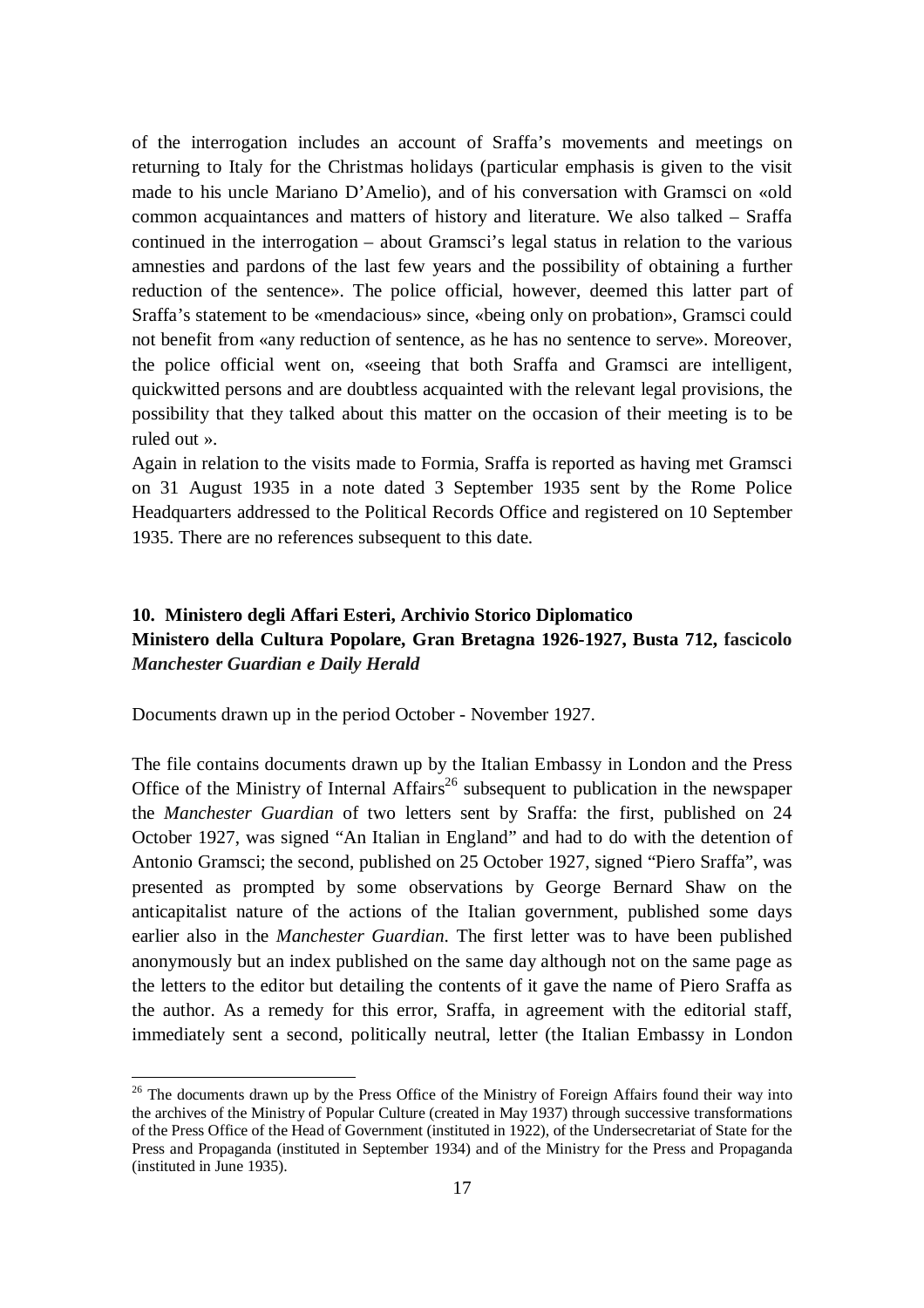of the interrogation includes an account of Sraffa's movements and meetings on returning to Italy for the Christmas holidays (particular emphasis is given to the visit made to his uncle Mariano D'Amelio), and of his conversation with Gramsci on «old common acquaintances and matters of history and literature. We also talked – Sraffa continued in the interrogation – about Gramsci's legal status in relation to the various amnesties and pardons of the last few years and the possibility of obtaining a further reduction of the sentence». The police official, however, deemed this latter part of Sraffa's statement to be «mendacious» since, «being only on probation», Gramsci could not benefit from «any reduction of sentence, as he has no sentence to serve». Moreover, the police official went on, «seeing that both Sraffa and Gramsci are intelligent, quickwitted persons and are doubtless acquainted with the relevant legal provisions, the possibility that they talked about this matter on the occasion of their meeting is to be ruled out ».

Again in relation to the visits made to Formia, Sraffa is reported as having met Gramsci on 31 August 1935 in a note dated 3 September 1935 sent by the Rome Police Headquarters addressed to the Political Records Office and registered on 10 September 1935. There are no references subsequent to this date.

## 10. Ministero degli Affari Esteri, Archivio Storico Diplomatico Ministero della Cultura Popolare, Gran Bretagna 1926-1927, Busta 712, fascicolo *Manchester Guardian e Daily Herald*

Documents drawn up in the period October - November 1927.

The file contains documents drawn up by the Italian Embassy in London and the Press Office of the Ministry of Internal Affairs[26] subsequent to publication in the newspaper the *Manchester Guardian* of two letters sent by Sraffa: the first, published on 24 October 1927, was signed "An Italian in England" and had to do with the detention of Antonio Gramsci; the second, published on 25 October 1927, signed "Piero Sraffa", was presented as prompted by some observations by George Bernard Shaw on the anticapitalist nature of the actions of the Italian government, published some days earlier also in the *Manchester Guardian*. The first letter was to have been published anonymously but an index published on the same day although not on the same page as the letters to the editor but detailing the contents of it gave the name of Piero Sraffa as the author. As a remedy for this error, Sraffa, in agreement with the editorial staff, immediately sent a second, politically neutral, letter (the Italian Embassy in London

[26] The documents drawn up by the Press Office of the Ministry of Foreign Affairs found their way into the archives of the Ministry of Popular Culture (created in May 1937) through successive transformations of the Press Office of the Head of Government (instituted in 1922), of the Undersecretariat of State for the Press and Propaganda (instituted in September 1934) and of the Ministry for the Press and Propaganda (instituted in June 1935).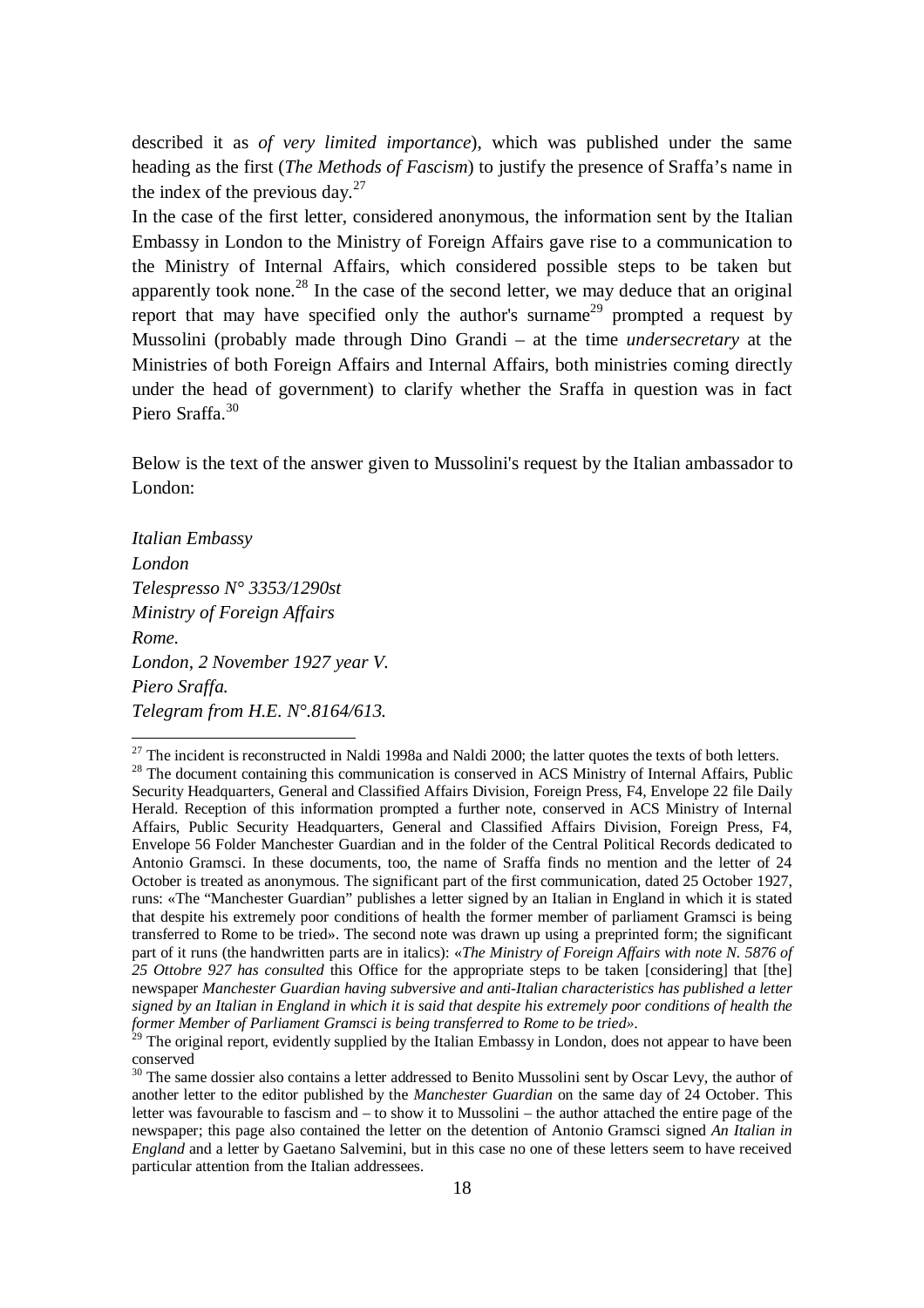described it as *of very limited importance*), which was published under the same heading as the first (*The Methods of Fascism*) to justify the presence of Sraffa's name in the index of the previous day.[27]

In the case of the first letter, considered anonymous, the information sent by the Italian Embassy in London to the Ministry of Foreign Affairs gave rise to a communication to the Ministry of Internal Affairs, which considered possible steps to be taken but apparently took none.[28] In the case of the second letter, we may deduce that an original report that may have specified only the author's surname[29] prompted a request by Mussolini (probably made through Dino Grandi – at the time *undersecretary* at the Ministries of both Foreign Affairs and Internal Affairs, both ministries coming directly under the head of government) to clarify whether the Sraffa in question was in fact Piero Sraffa.[30]

Below is the text of the answer given to Mussolini's request by the Italian ambassador to London:

*Italian Embassy*
*London*
*Telespresso N° 3353/1290st*
*Ministry of Foreign Affairs*
*Rome.*
*London, 2 November 1927 year V.*
*Piero Sraffa.*
*Telegram from H.E. N°.8164/613.*

---

[27] The incident is reconstructed in Naldi 1998a and Naldi 2000; the latter quotes the texts of both letters.

[28] The document containing this communication is conserved in ACS Ministry of Internal Affairs, Public Security Headquarters, General and Classified Affairs Division, Foreign Press, F4, Envelope 22 file Daily Herald. Reception of this information prompted a further note, conserved in ACS Ministry of Internal Affairs, Public Security Headquarters, General and Classified Affairs Division, Foreign Press, F4, Envelope 56 Folder Manchester Guardian and in the folder of the Central Political Records dedicated to Antonio Gramsci. In these documents, too, the name of Sraffa finds no mention and the letter of 24 October is treated as anonymous. The significant part of the first communication, dated 25 October 1927, runs: «The "Manchester Guardian" publishes a letter signed by an Italian in England in which it is stated that despite his extremely poor conditions of health the former member of parliament Gramsci is being transferred to Rome to be tried». The second note was drawn up using a preprinted form; the significant part of it runs (the handwritten parts are in italics): «*The Ministry of Foreign Affairs with note N. 5876 of 25 Ottobre 927 has consulted* this Office for the appropriate steps to be taken [considering] that [the] newspaper *Manchester Guardian having subversive and anti-Italian characteristics has published a letter signed by an Italian in England in which it is said that despite his extremely poor conditions of health the former Member of Parliament Gramsci is being transferred to Rome to be tried*».

[29] The original report, evidently supplied by the Italian Embassy in London, does not appear to have been conserved

[30] The same dossier also contains a letter addressed to Benito Mussolini sent by Oscar Levy, the author of another letter to the editor published by the *Manchester Guardian* on the same day of 24 October. This letter was favourable to fascism and – to show it to Mussolini – the author attached the entire page of the newspaper; this page also contained the letter on the detention of Antonio Gramsci signed *An Italian in England* and a letter by Gaetano Salvemini, but in this case no one of these letters seem to have received particular attention from the Italian addressees.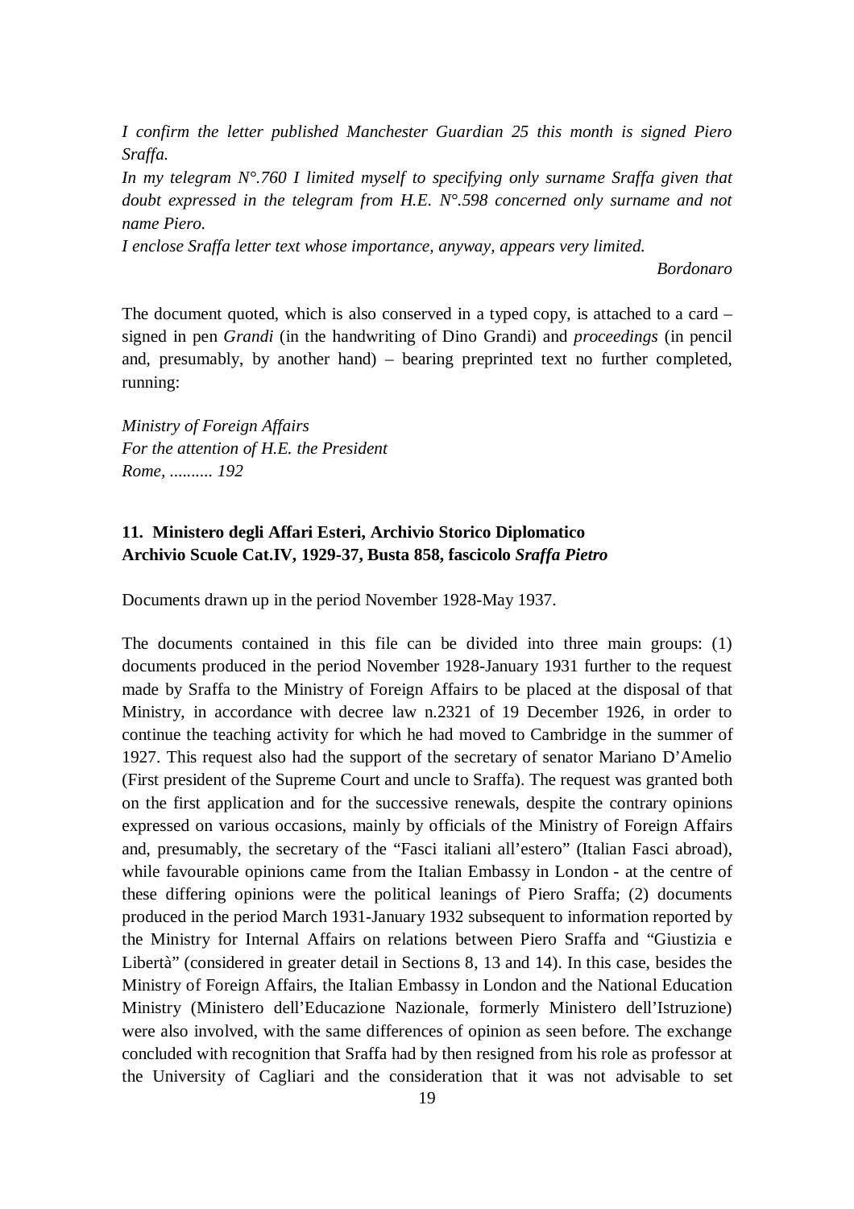*I confirm the letter published Manchester Guardian 25 this month is signed Piero Sraffa.*
*In my telegram N°.760 I limited myself to specifying only surname Sraffa given that doubt expressed in the telegram from H.E. N°.598 concerned only surname and not name Piero.*
*I enclose Sraffa letter text whose importance, anyway, appears very limited.*

*Bordonaro*

The document quoted, which is also conserved in a typed copy, is attached to a card – signed in pen *Grandi* (in the handwriting of Dino Grandi) and *proceedings* (in pencil and, presumably, by another hand) – bearing preprinted text no further completed, running:

*Ministry of Foreign Affairs*
*For the attention of H.E. the President*
*Rome, .......... 192*

### 11. Ministero degli Affari Esteri, Archivio Storico Diplomatico Archivio Scuole Cat.IV, 1929-37, Busta 858, fascicolo *Sraffa Pietro*

Documents drawn up in the period November 1928-May 1937.

The documents contained in this file can be divided into three main groups: (1) documents produced in the period November 1928-January 1931 further to the request made by Sraffa to the Ministry of Foreign Affairs to be placed at the disposal of that Ministry, in accordance with decree law n.2321 of 19 December 1926, in order to continue the teaching activity for which he had moved to Cambridge in the summer of 1927. This request also had the support of the secretary of senator Mariano D'Amelio (First president of the Supreme Court and uncle to Sraffa). The request was granted both on the first application and for the successive renewals, despite the contrary opinions expressed on various occasions, mainly by officials of the Ministry of Foreign Affairs and, presumably, the secretary of the "Fasci italiani all'estero" (Italian Fasci abroad), while favourable opinions came from the Italian Embassy in London - at the centre of these differing opinions were the political leanings of Piero Sraffa; (2) documents produced in the period March 1931-January 1932 subsequent to information reported by the Ministry for Internal Affairs on relations between Piero Sraffa and "Giustizia e Libertà" (considered in greater detail in Sections 8, 13 and 14). In this case, besides the Ministry of Foreign Affairs, the Italian Embassy in London and the National Education Ministry (Ministero dell'Educazione Nazionale, formerly Ministero dell'Istruzione) were also involved, with the same differences of opinion as seen before. The exchange concluded with recognition that Sraffa had by then resigned from his role as professor at the University of Cagliari and the consideration that it was not advisable to set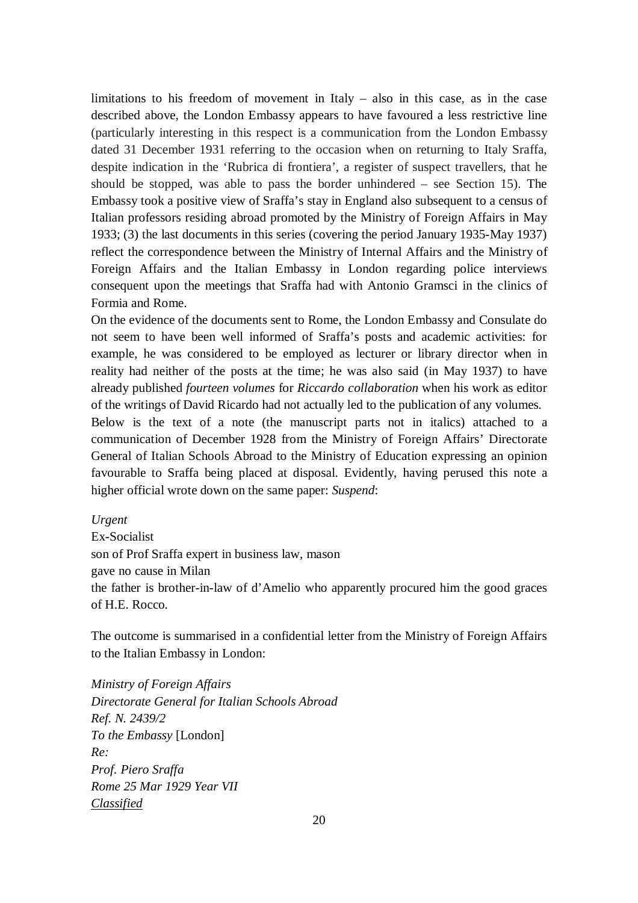limitations to his freedom of movement in Italy – also in this case, as in the case described above, the London Embassy appears to have favoured a less restrictive line (particularly interesting in this respect is a communication from the London Embassy dated 31 December 1931 referring to the occasion when on returning to Italy Sraffa, despite indication in the 'Rubrica di frontiera', a register of suspect travellers, that he should be stopped, was able to pass the border unhindered – see Section 15). The Embassy took a positive view of Sraffa's stay in England also subsequent to a census of Italian professors residing abroad promoted by the Ministry of Foreign Affairs in May 1933; (3) the last documents in this series (covering the period January 1935-May 1937) reflect the correspondence between the Ministry of Internal Affairs and the Ministry of Foreign Affairs and the Italian Embassy in London regarding police interviews consequent upon the meetings that Sraffa had with Antonio Gramsci in the clinics of Formia and Rome.

On the evidence of the documents sent to Rome, the London Embassy and Consulate do not seem to have been well informed of Sraffa's posts and academic activities: for example, he was considered to be employed as lecturer or library director when in reality had neither of the posts at the time; he was also said (in May 1937) to have already published *fourteen volumes* for *Riccardo collaboration* when his work as editor of the writings of David Ricardo had not actually led to the publication of any volumes.

Below is the text of a note (the manuscript parts not in italics) attached to a communication of December 1928 from the Ministry of Foreign Affairs' Directorate General of Italian Schools Abroad to the Ministry of Education expressing an opinion favourable to Sraffa being placed at disposal. Evidently, having perused this note a higher official wrote down on the same paper: *Suspend*:

*Urgent*
Ex-Socialist
son of Prof Sraffa expert in business law, mason
gave no cause in Milan
the father is brother-in-law of d'Amelio who apparently procured him the good graces of H.E. Rocco.

The outcome is summarised in a confidential letter from the Ministry of Foreign Affairs to the Italian Embassy in London:

*Ministry of Foreign Affairs*
*Directorate General for Italian Schools Abroad*
*Ref. N. 2439/2*
*To the Embassy* [London]
*Re:*
*Prof. Piero Sraffa*
*Rome 25 Mar 1929 Year VII*
<u>*Classified*</u>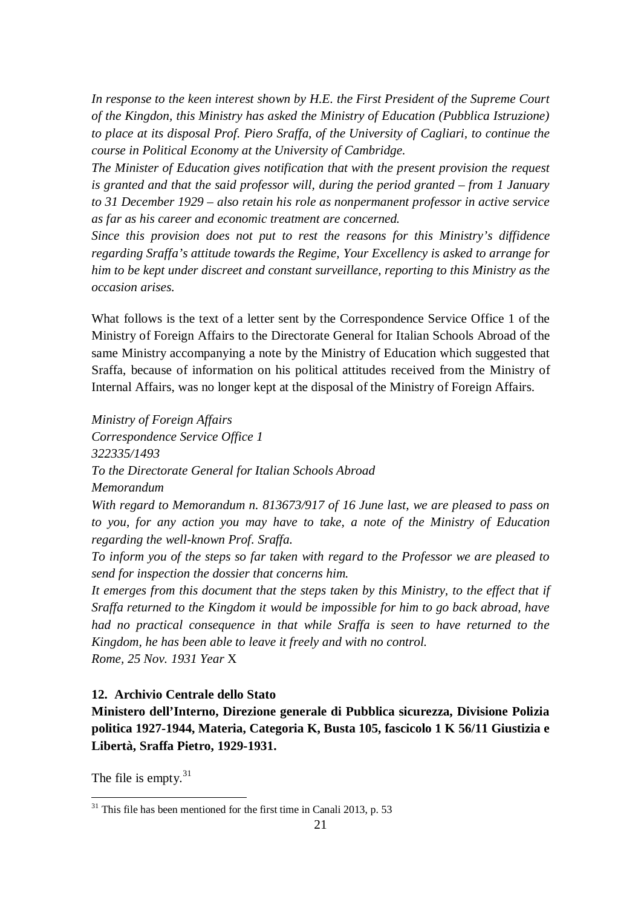*In response to the keen interest shown by H.E. the First President of the Supreme Court of the Kingdon, this Ministry has asked the Ministry of Education (Pubblica Istruzione) to place at its disposal Prof. Piero Sraffa, of the University of Cagliari, to continue the course in Political Economy at the University of Cambridge.*

*The Minister of Education gives notification that with the present provision the request is granted and that the said professor will, during the period granted – from 1 January to 31 December 1929 – also retain his role as nonpermanent professor in active service as far as his career and economic treatment are concerned.*

*Since this provision does not put to rest the reasons for this Ministry's diffidence regarding Sraffa's attitude towards the Regime, Your Excellency is asked to arrange for him to be kept under discreet and constant surveillance, reporting to this Ministry as the occasion arises.*

What follows is the text of a letter sent by the Correspondence Service Office 1 of the Ministry of Foreign Affairs to the Directorate General for Italian Schools Abroad of the same Ministry accompanying a note by the Ministry of Education which suggested that Sraffa, because of information on his political attitudes received from the Ministry of Internal Affairs, was no longer kept at the disposal of the Ministry of Foreign Affairs.

*Ministry of Foreign Affairs*
*Correspondence Service Office 1*
*322335/1493*
*To the Directorate General for Italian Schools Abroad*
*Memorandum*

*With regard to Memorandum n. 813673/917 of 16 June last, we are pleased to pass on to you, for any action you may have to take, a note of the Ministry of Education regarding the well-known Prof. Sraffa.*

*To inform you of the steps so far taken with regard to the Professor we are pleased to send for inspection the dossier that concerns him.*

*It emerges from this document that the steps taken by this Ministry, to the effect that if Sraffa returned to the Kingdom it would be impossible for him to go back abroad, have had no practical consequence in that while Sraffa is seen to have returned to the Kingdom, he has been able to leave it freely and with no control.*

*Rome, 25 Nov. 1931 Year* X

**12. Archivio Centrale dello Stato**

**Ministero dell'Interno, Direzione generale di Pubblica sicurezza, Divisione Polizia politica 1927-1944, Materia, Categoria K, Busta 105, fascicolo 1 K 56/11 Giustizia e Libertà, Sraffa Pietro, 1929-1931.**

The file is empty.[31]

[31] This file has been mentioned for the first time in Canali 2013, p. 53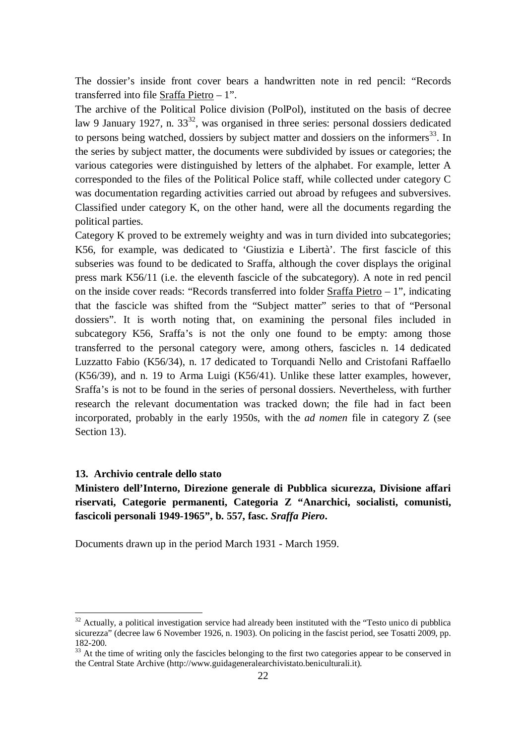The dossier's inside front cover bears a handwritten note in red pencil: "Records transferred into file Sraffa Pietro – 1".

The archive of the Political Police division (PolPol), instituted on the basis of decree law 9 January 1927, n. 33[32], was organised in three series: personal dossiers dedicated to persons being watched, dossiers by subject matter and dossiers on the informers[33]. In the series by subject matter, the documents were subdivided by issues or categories; the various categories were distinguished by letters of the alphabet. For example, letter A corresponded to the files of the Political Police staff, while collected under category C was documentation regarding activities carried out abroad by refugees and subversives. Classified under category K, on the other hand, were all the documents regarding the political parties.

Category K proved to be extremely weighty and was in turn divided into subcategories; K56, for example, was dedicated to 'Giustizia e Libertà'. The first fascicle of this subseries was found to be dedicated to Sraffa, although the cover displays the original press mark K56/11 (i.e. the eleventh fascicle of the subcategory). A note in red pencil on the inside cover reads: "Records transferred into folder Sraffa Pietro – 1", indicating that the fascicle was shifted from the "Subject matter" series to that of "Personal dossiers". It is worth noting that, on examining the personal files included in subcategory K56, Sraffa's is not the only one found to be empty: among those transferred to the personal category were, among others, fascicles n. 14 dedicated Luzzatto Fabio (K56/34), n. 17 dedicated to Torquandi Nello and Cristofani Raffaello (K56/39), and n. 19 to Arma Luigi (K56/41). Unlike these latter examples, however, Sraffa's is not to be found in the series of personal dossiers. Nevertheless, with further research the relevant documentation was tracked down; the file had in fact been incorporated, probably in the early 1950s, with the *ad nomen* file in category Z (see Section 13).

## 13. Archivio centrale dello stato

**Ministero dell'Interno, Direzione generale di Pubblica sicurezza, Divisione affari riservati, Categorie permanenti, Categoria Z "Anarchici, socialisti, comunisti, fascicoli personali 1949-1965", b. 557, fasc. *Sraffa Piero*.**

Documents drawn up in the period March 1931 - March 1959.

---

[32] Actually, a political investigation service had already been instituted with the "Testo unico di pubblica sicurezza" (decree law 6 November 1926, n. 1903). On policing in the fascist period, see Tosatti 2009, pp. 182-200.

[33] At the time of writing only the fascicles belonging to the first two categories appear to be conserved in the Central State Archive (http://www.guidagenerale archivistato.beniculturali.it).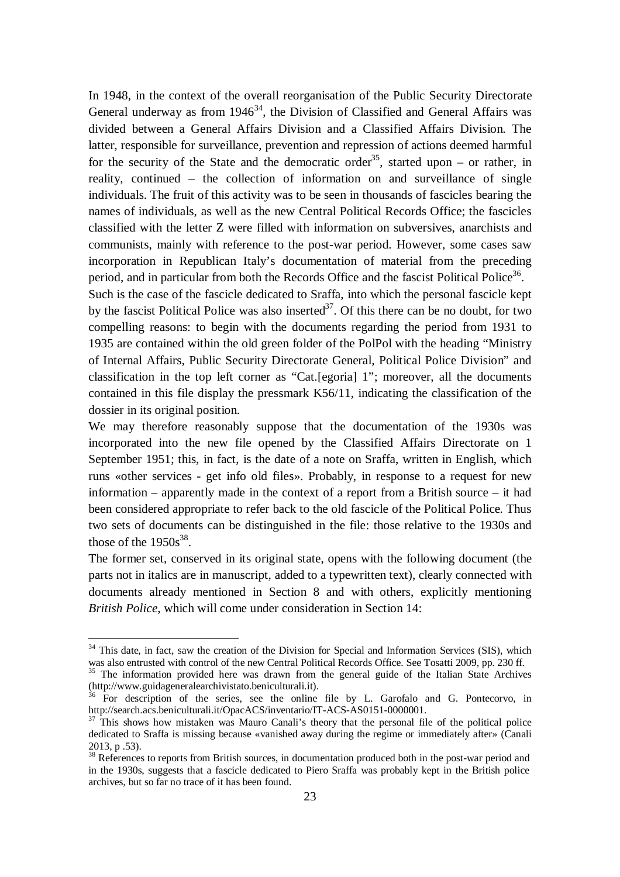In 1948, in the context of the overall reorganisation of the Public Security Directorate General underway as from 1946[34], the Division of Classified and General Affairs was divided between a General Affairs Division and a Classified Affairs Division. The latter, responsible for surveillance, prevention and repression of actions deemed harmful for the security of the State and the democratic order[35], started upon – or rather, in reality, continued – the collection of information on and surveillance of single individuals. The fruit of this activity was to be seen in thousands of fascicles bearing the names of individuals, as well as the new Central Political Records Office; the fascicles classified with the letter Z were filled with information on subversives, anarchists and communists, mainly with reference to the post-war period. However, some cases saw incorporation in Republican Italy's documentation of material from the preceding period, and in particular from both the Records Office and the fascist Political Police[36].

Such is the case of the fascicle dedicated to Sraffa, into which the personal fascicle kept by the fascist Political Police was also inserted[37]. Of this there can be no doubt, for two compelling reasons: to begin with the documents regarding the period from 1931 to 1935 are contained within the old green folder of the PolPol with the heading "Ministry of Internal Affairs, Public Security Directorate General, Political Police Division" and classification in the top left corner as "Cat.[egoria] 1"; moreover, all the documents contained in this file display the pressmark K56/11, indicating the classification of the dossier in its original position.

We may therefore reasonably suppose that the documentation of the 1930s was incorporated into the new file opened by the Classified Affairs Directorate on 1 September 1951; this, in fact, is the date of a note on Sraffa, written in English, which runs «other services - get info old files». Probably, in response to a request for new information – apparently made in the context of a report from a British source – it had been considered appropriate to refer back to the old fascicle of the Political Police. Thus two sets of documents can be distinguished in the file: those relative to the 1930s and those of the 1950s[38].

The former set, conserved in its original state, opens with the following document (the parts not in italics are in manuscript, added to a typewritten text), clearly connected with documents already mentioned in Section 8 and with others, explicitly mentioning *British Police*, which will come under consideration in Section 14:

---

[34] This date, in fact, saw the creation of the Division for Special and Information Services (SIS), which was also entrusted with control of the new Central Political Records Office. See Tosatti 2009, pp. 230 ff.

[35] The information provided here was drawn from the general guide of the Italian State Archives (http://www.guidageneralearchivistato.beniculturali.it).

[36] For description of the series, see the online file by L. Garofalo and G. Pontecorvo, in http://search.acs.beniculturali.it/OpacACS/inventario/IT-ACS-AS0151-0000001.

[37] This shows how mistaken was Mauro Canali's theory that the personal file of the political police dedicated to Sraffa is missing because «vanished away during the regime or immediately after» (Canali 2013, p .53).

[38] References to reports from British sources, in documentation produced both in the post-war period and in the 1930s, suggests that a fascicle dedicated to Piero Sraffa was probably kept in the British police archives, but so far no trace of it has been found.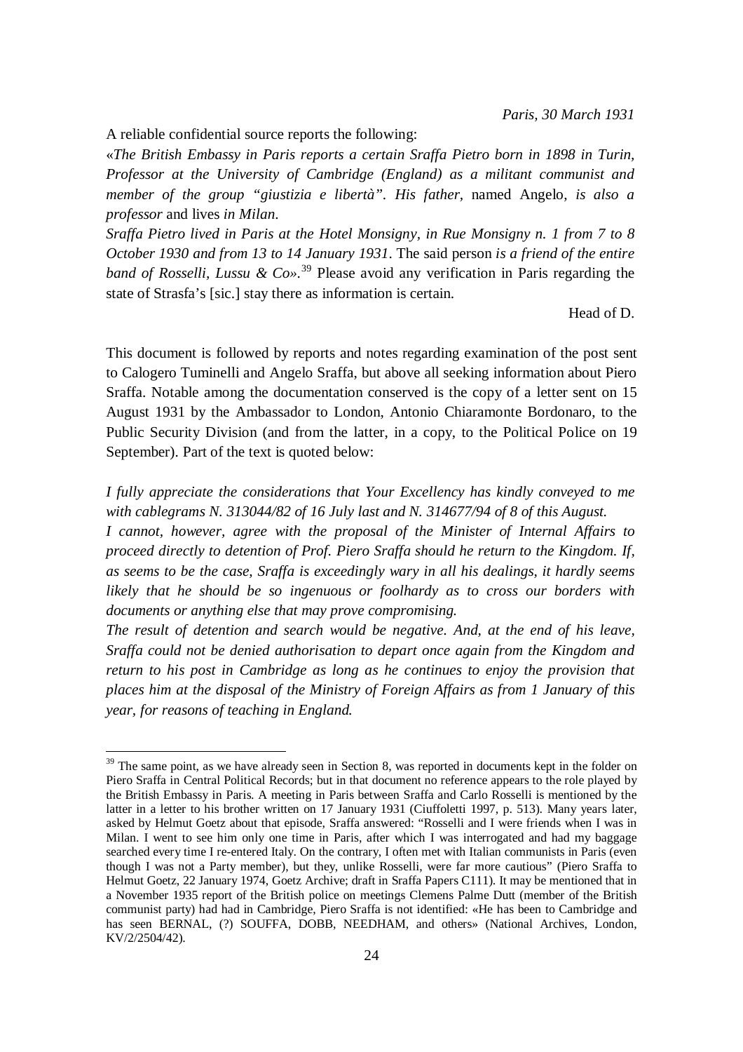*Paris, 30 March 1931*

A reliable confidential source reports the following:

«*The British Embassy in Paris reports a certain Sraffa Pietro born in 1898 in Turin, Professor at the University of Cambridge (England) as a militant communist and member of the group "giustizia e libertà". His father,* named Angelo, *is also a professor* and lives *in Milan*.

*Sraffa Pietro lived in Paris at the Hotel Monsigny, in Rue Monsigny n. 1 from 7 to 8 October 1930 and from 13 to 14 January 1931*. The said person *is a friend of the entire band of Rosselli, Lussu & Co»*.[39] Please avoid any verification in Paris regarding the state of Strasfa's [sic.] stay there as information is certain.

Head of D.

This document is followed by reports and notes regarding examination of the post sent to Calogero Tuminelli and Angelo Sraffa, but above all seeking information about Piero Sraffa. Notable among the documentation conserved is the copy of a letter sent on 15 August 1931 by the Ambassador to London, Antonio Chiaramonte Bordonaro, to the Public Security Division (and from the latter, in a copy, to the Political Police on 19 September). Part of the text is quoted below:

*I fully appreciate the considerations that Your Excellency has kindly conveyed to me with cablegrams N. 313044/82 of 16 July last and N. 314677/94 of 8 of this August.*

*I cannot, however, agree with the proposal of the Minister of Internal Affairs to proceed directly to detention of Prof. Piero Sraffa should he return to the Kingdom. If, as seems to be the case, Sraffa is exceedingly wary in all his dealings, it hardly seems likely that he should be so ingenuous or foolhardy as to cross our borders with documents or anything else that may prove compromising.*

*The result of detention and search would be negative. And, at the end of his leave, Sraffa could not be denied authorisation to depart once again from the Kingdom and return to his post in Cambridge as long as he continues to enjoy the provision that places him at the disposal of the Ministry of Foreign Affairs as from 1 January of this year, for reasons of teaching in England.*

---

[39] The same point, as we have already seen in Section 8, was reported in documents kept in the folder on Piero Sraffa in Central Political Records; but in that document no reference appears to the role played by the British Embassy in Paris. A meeting in Paris between Sraffa and Carlo Rosselli is mentioned by the latter in a letter to his brother written on 17 January 1931 (Ciuffoletti 1997, p. 513). Many years later, asked by Helmut Goetz about that episode, Sraffa answered: "Rosselli and I were friends when I was in Milan. I went to see him only one time in Paris, after which I was interrogated and had my baggage searched every time I re-entered Italy. On the contrary, I often met with Italian communists in Paris (even though I was not a Party member), but they, unlike Rosselli, were far more cautious" (Piero Sraffa to Helmut Goetz, 22 January 1974, Goetz Archive; draft in Sraffa Papers C111). It may be mentioned that in a November 1935 report of the British police on meetings Clemens Palme Dutt (member of the British communist party) had had in Cambridge, Piero Sraffa is not identified: «He has been to Cambridge and has seen BERNAL, (?) SOUFFA, DOBB, NEEDHAM, and others» (National Archives, London, KV/2/2504/42).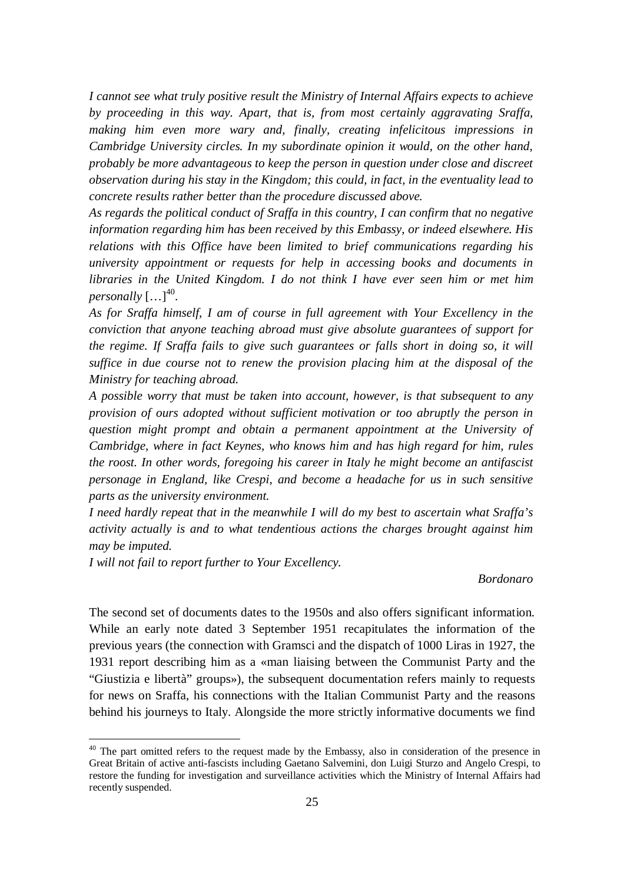*I cannot see what truly positive result the Ministry of Internal Affairs expects to achieve by proceeding in this way. Apart, that is, from most certainly aggravating Sraffa, making him even more wary and, finally, creating infelicitous impressions in Cambridge University circles. In my subordinate opinion it would, on the other hand, probably be more advantageous to keep the person in question under close and discreet observation during his stay in the Kingdom; this could, in fact, in the eventuality lead to concrete results rather better than the procedure discussed above.*

*As regards the political conduct of Sraffa in this country, I can confirm that no negative information regarding him has been received by this Embassy, or indeed elsewhere. His relations with this Office have been limited to brief communications regarding his university appointment or requests for help in accessing books and documents in libraries in the United Kingdom. I do not think I have ever seen him or met him personally* […][40].

*As for Sraffa himself, I am of course in full agreement with Your Excellency in the conviction that anyone teaching abroad must give absolute guarantees of support for the regime. If Sraffa fails to give such guarantees or falls short in doing so, it will suffice in due course not to renew the provision placing him at the disposal of the Ministry for teaching abroad.*

*A possible worry that must be taken into account, however, is that subsequent to any provision of ours adopted without sufficient motivation or too abruptly the person in question might prompt and obtain a permanent appointment at the University of Cambridge, where in fact Keynes, who knows him and has high regard for him, rules the roost. In other words, foregoing his career in Italy he might become an antifascist personage in England, like Crespi, and become a headache for us in such sensitive parts as the university environment.*

*I need hardly repeat that in the meanwhile I will do my best to ascertain what Sraffa's activity actually is and to what tendentious actions the charges brought against him may be imputed.*

*I will not fail to report further to Your Excellency.*

*Bordonaro*

The second set of documents dates to the 1950s and also offers significant information. While an early note dated 3 September 1951 recapitulates the information of the previous years (the connection with Gramsci and the dispatch of 1000 Liras in 1927, the 1931 report describing him as a «man liaising between the Communist Party and the "Giustizia e libertà" groups»), the subsequent documentation refers mainly to requests for news on Sraffa, his connections with the Italian Communist Party and the reasons behind his journeys to Italy. Alongside the more strictly informative documents we find

[40] The part omitted refers to the request made by the Embassy, also in consideration of the presence in Great Britain of active anti-fascists including Gaetano Salvemini, don Luigi Sturzo and Angelo Crespi, to restore the funding for investigation and surveillance activities which the Ministry of Internal Affairs had recently suspended.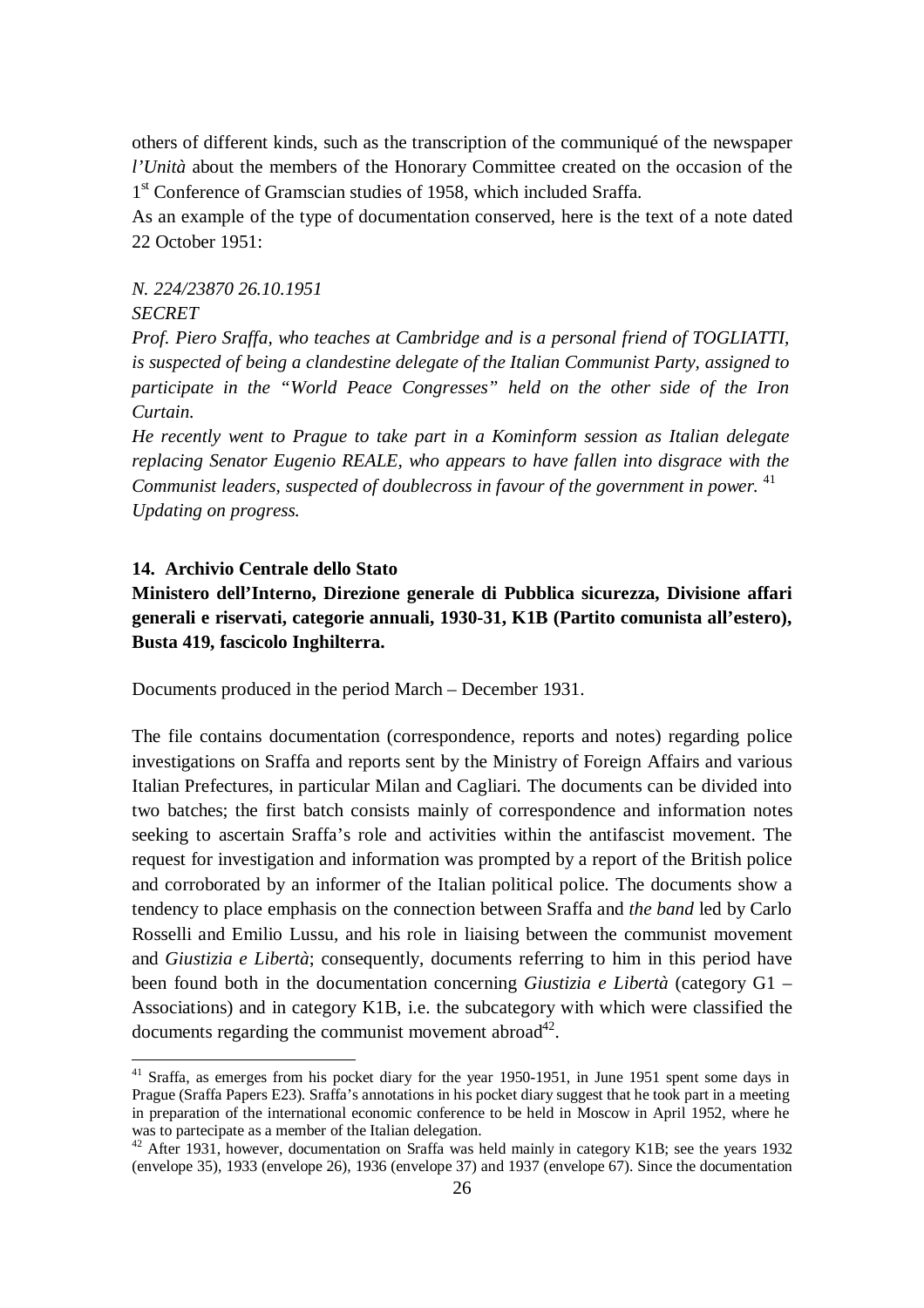others of different kinds, such as the transcription of the communiqué of the newspaper *l'Unità* about the members of the Honorary Committee created on the occasion of the 1st Conference of Gramscian studies of 1958, which included Sraffa.
As an example of the type of documentation conserved, here is the text of a note dated 22 October 1951:

*N. 224/23870 26.10.1951*
*SECRET*
*Prof. Piero Sraffa, who teaches at Cambridge and is a personal friend of TOGLIATTI, is suspected of being a clandestine delegate of the Italian Communist Party, assigned to participate in the "World Peace Congresses" held on the other side of the Iron Curtain.*
*He recently went to Prague to take part in a Kominform session as Italian delegate replacing Senator Eugenio REALE, who appears to have fallen into disgrace with the Communist leaders, suspected of doublecross in favour of the government in power.* [41]
*Updating on progress.*

## 14. Archivio Centrale dello Stato

**Ministero dell'Interno, Direzione generale di Pubblica sicurezza, Divisione affari generali e riservati, categorie annuali, 1930-31, K1B (Partito comunista all'estero), Busta 419, fascicolo Inghilterra.**

Documents produced in the period March – December 1931.

The file contains documentation (correspondence, reports and notes) regarding police investigations on Sraffa and reports sent by the Ministry of Foreign Affairs and various Italian Prefectures, in particular Milan and Cagliari. The documents can be divided into two batches; the first batch consists mainly of correspondence and information notes seeking to ascertain Sraffa's role and activities within the antifascist movement. The request for investigation and information was prompted by a report of the British police and corroborated by an informer of the Italian political police. The documents show a tendency to place emphasis on the connection between Sraffa and *the band* led by Carlo Rosselli and Emilio Lussu, and his role in liaising between the communist movement and *Giustizia e Libertà*; consequently, documents referring to him in this period have been found both in the documentation concerning *Giustizia e Libertà* (category G1 – Associations) and in category K1B, i.e. the subcategory with which were classified the documents regarding the communist movement abroad[42].

---

[41] Sraffa, as emerges from his pocket diary for the year 1950-1951, in June 1951 spent some days in Prague (Sraffa Papers E23). Sraffa's annotations in his pocket diary suggest that he took part in a meeting in preparation of the international economic conference to be held in Moscow in April 1952, where he was to partecipate as a member of the Italian delegation.

[42] After 1931, however, documentation on Sraffa was held mainly in category K1B; see the years 1932 (envelope 35), 1933 (envelope 26), 1936 (envelope 37) and 1937 (envelope 67). Since the documentation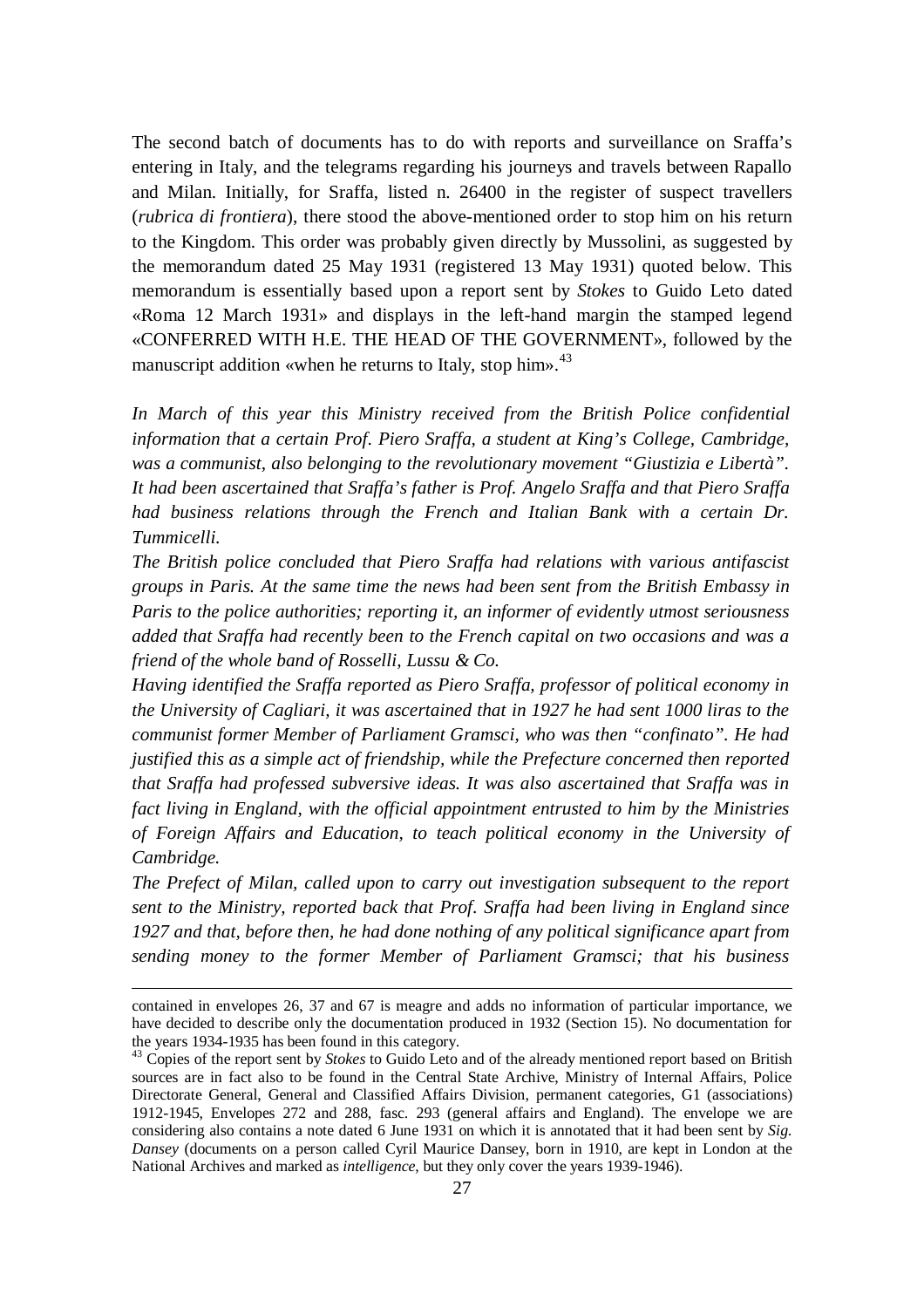The second batch of documents has to do with reports and surveillance on Sraffa's entering in Italy, and the telegrams regarding his journeys and travels between Rapallo and Milan. Initially, for Sraffa, listed n. 26400 in the register of suspect travellers (*rubrica di frontiera*), there stood the above-mentioned order to stop him on his return to the Kingdom. This order was probably given directly by Mussolini, as suggested by the memorandum dated 25 May 1931 (registered 13 May 1931) quoted below. This memorandum is essentially based upon a report sent by *Stokes* to Guido Leto dated «Roma 12 March 1931» and displays in the left-hand margin the stamped legend «CONFERRED WITH H.E. THE HEAD OF THE GOVERNMENT», followed by the manuscript addition «when he returns to Italy, stop him».[43]

*In March of this year this Ministry received from the British Police confidential information that a certain Prof. Piero Sraffa, a student at King's College, Cambridge, was a communist, also belonging to the revolutionary movement "Giustizia e Libertà". It had been ascertained that Sraffa's father is Prof. Angelo Sraffa and that Piero Sraffa had business relations through the French and Italian Bank with a certain Dr. Tummicelli.*

*The British police concluded that Piero Sraffa had relations with various antifascist groups in Paris. At the same time the news had been sent from the British Embassy in Paris to the police authorities; reporting it, an informer of evidently utmost seriousness added that Sraffa had recently been to the French capital on two occasions and was a friend of the whole band of Rosselli, Lussu & Co.*

*Having identified the Sraffa reported as Piero Sraffa, professor of political economy in the University of Cagliari, it was ascertained that in 1927 he had sent 1000 liras to the communist former Member of Parliament Gramsci, who was then "confinato". He had justified this as a simple act of friendship, while the Prefecture concerned then reported that Sraffa had professed subversive ideas. It was also ascertained that Sraffa was in fact living in England, with the official appointment entrusted to him by the Ministries of Foreign Affairs and Education, to teach political economy in the University of Cambridge.*

*The Prefect of Milan, called upon to carry out investigation subsequent to the report sent to the Ministry, reported back that Prof. Sraffa had been living in England since 1927 and that, before then, he had done nothing of any political significance apart from sending money to the former Member of Parliament Gramsci; that his business*

---

contained in envelopes 26, 37 and 67 is meagre and adds no information of particular importance, we have decided to describe only the documentation produced in 1932 (Section 15). No documentation for the years 1934-1935 has been found in this category.

[43] Copies of the report sent by *Stokes* to Guido Leto and of the already mentioned report based on British sources are in fact also to be found in the Central State Archive, Ministry of Internal Affairs, Police Directorate General, General and Classified Affairs Division, permanent categories, G1 (associations) 1912-1945, Envelopes 272 and 288, fasc. 293 (general affairs and England). The envelope we are considering also contains a note dated 6 June 1931 on which it is annotated that it had been sent by *Sig. Dansey* (documents on a person called Cyril Maurice Dansey, born in 1910, are kept in London at the National Archives and marked as *intelligence*, but they only cover the years 1939-1946).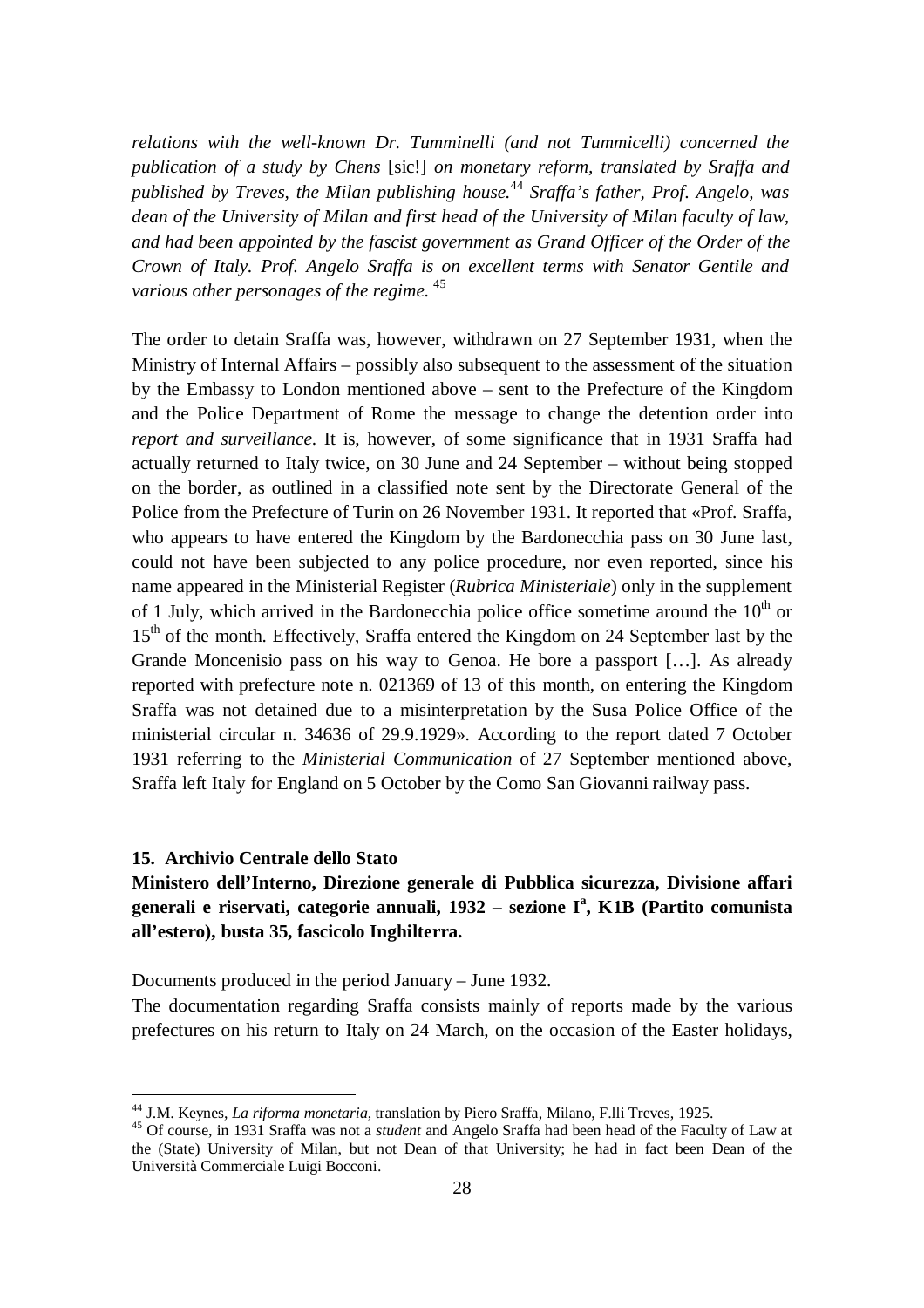*relations with the well-known Dr. Tumminelli (and not Tummicelli) concerned the publication of a study by Chens* [sic!] *on monetary reform, translated by Sraffa and published by Treves, the Milan publishing house.*[44] *Sraffa's father, Prof. Angelo, was dean of the University of Milan and first head of the University of Milan faculty of law, and had been appointed by the fascist government as Grand Officer of the Order of the Crown of Italy. Prof. Angelo Sraffa is on excellent terms with Senator Gentile and various other personages of the regime.* [45]

The order to detain Sraffa was, however, withdrawn on 27 September 1931, when the Ministry of Internal Affairs – possibly also subsequent to the assessment of the situation by the Embassy to London mentioned above – sent to the Prefecture of the Kingdom and the Police Department of Rome the message to change the detention order into *report and surveillance*. It is, however, of some significance that in 1931 Sraffa had actually returned to Italy twice, on 30 June and 24 September – without being stopped on the border, as outlined in a classified note sent by the Directorate General of the Police from the Prefecture of Turin on 26 November 1931. It reported that «Prof. Sraffa, who appears to have entered the Kingdom by the Bardonecchia pass on 30 June last, could not have been subjected to any police procedure, nor even reported, since his name appeared in the Ministerial Register (*Rubrica Ministeriale*) only in the supplement of 1 July, which arrived in the Bardonecchia police office sometime around the 10th or 15th of the month. Effectively, Sraffa entered the Kingdom on 24 September last by the Grande Moncenisio pass on his way to Genoa. He bore a passport […]. As already reported with prefecture note n. 021369 of 13 of this month, on entering the Kingdom Sraffa was not detained due to a misinterpretation by the Susa Police Office of the ministerial circular n. 34636 of 29.9.1929». According to the report dated 7 October 1931 referring to the *Ministerial Communication* of 27 September mentioned above, Sraffa left Italy for England on 5 October by the Como San Giovanni railway pass.

### 15. Archivio Centrale dello Stato

**Ministero dell'Interno, Direzione generale di Pubblica sicurezza, Divisione affari generali e riservati, categorie annuali, 1932 – sezione Ia, K1B (Partito comunista all'estero), busta 35, fascicolo Inghilterra.**

Documents produced in the period January – June 1932.

The documentation regarding Sraffa consists mainly of reports made by the various prefectures on his return to Italy on 24 March, on the occasion of the Easter holidays,

---

[44] J.M. Keynes, *La riforma monetaria*, translation by Piero Sraffa, Milano, F.lli Treves, 1925.

[45] Of course, in 1931 Sraffa was not a *student* and Angelo Sraffa had been head of the Faculty of Law at the (State) University of Milan, but not Dean of that University; he had in fact been Dean of the Università Commerciale Luigi Bocconi.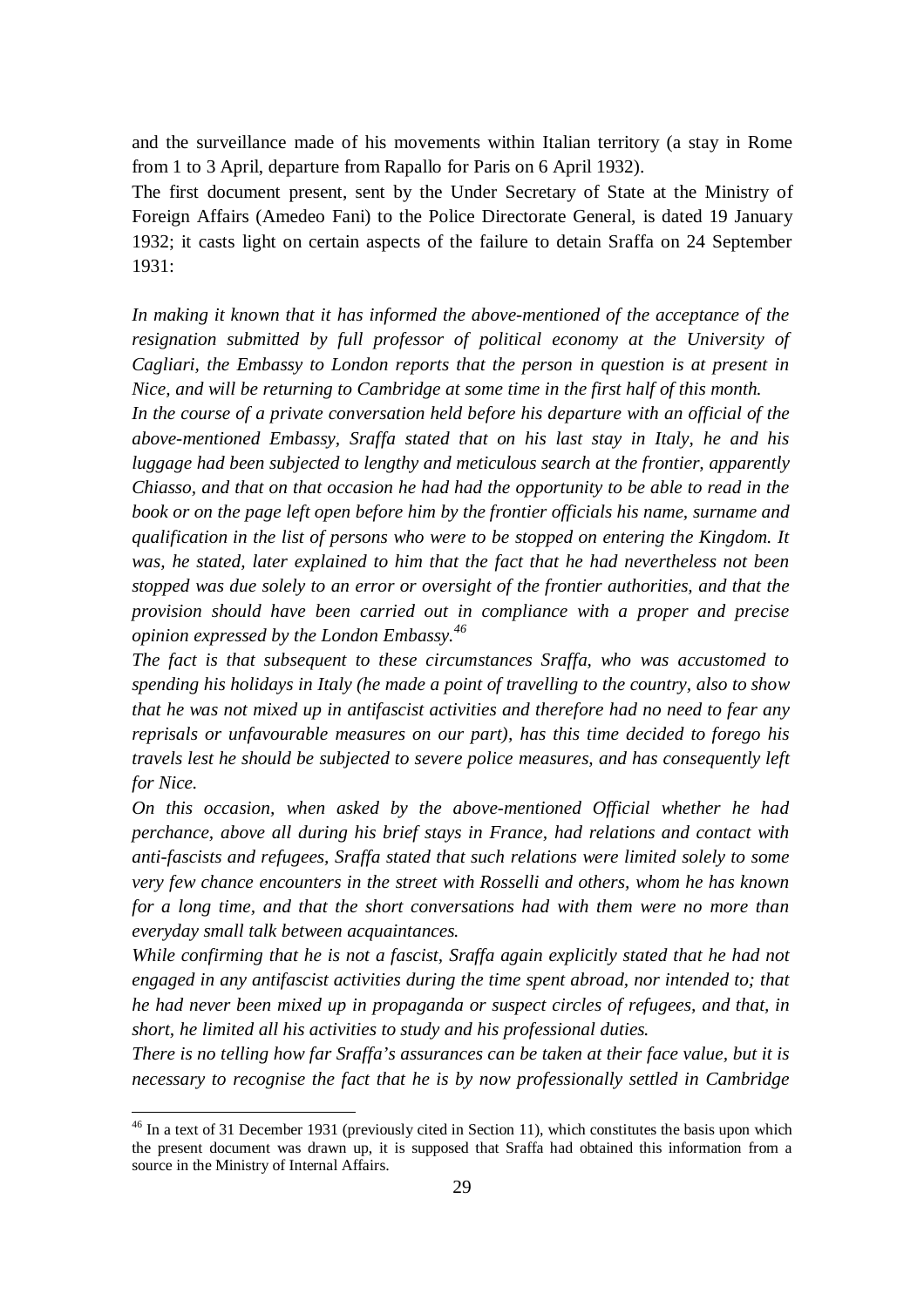and the surveillance made of his movements within Italian territory (a stay in Rome from 1 to 3 April, departure from Rapallo for Paris on 6 April 1932).

The first document present, sent by the Under Secretary of State at the Ministry of Foreign Affairs (Amedeo Fani) to the Police Directorate General, is dated 19 January 1932; it casts light on certain aspects of the failure to detain Sraffa on 24 September 1931:

*In making it known that it has informed the above-mentioned of the acceptance of the resignation submitted by full professor of political economy at the University of Cagliari, the Embassy to London reports that the person in question is at present in Nice, and will be returning to Cambridge at some time in the first half of this month.*

*In the course of a private conversation held before his departure with an official of the above-mentioned Embassy, Sraffa stated that on his last stay in Italy, he and his luggage had been subjected to lengthy and meticulous search at the frontier, apparently Chiasso, and that on that occasion he had had the opportunity to be able to read in the book or on the page left open before him by the frontier officials his name, surname and qualification in the list of persons who were to be stopped on entering the Kingdom. It was, he stated, later explained to him that the fact that he had nevertheless not been stopped was due solely to an error or oversight of the frontier authorities, and that the provision should have been carried out in compliance with a proper and precise opinion expressed by the London Embassy.*[46]

*The fact is that subsequent to these circumstances Sraffa, who was accustomed to spending his holidays in Italy (he made a point of travelling to the country, also to show that he was not mixed up in antifascist activities and therefore had no need to fear any reprisals or unfavourable measures on our part), has this time decided to forego his travels lest he should be subjected to severe police measures, and has consequently left for Nice.*

*On this occasion, when asked by the above-mentioned Official whether he had perchance, above all during his brief stays in France, had relations and contact with anti-fascists and refugees, Sraffa stated that such relations were limited solely to some very few chance encounters in the street with Rosselli and others, whom he has known for a long time, and that the short conversations had with them were no more than everyday small talk between acquaintances.*

*While confirming that he is not a fascist, Sraffa again explicitly stated that he had not engaged in any antifascist activities during the time spent abroad, nor intended to; that he had never been mixed up in propaganda or suspect circles of refugees, and that, in short, he limited all his activities to study and his professional duties.*

*There is no telling how far Sraffa's assurances can be taken at their face value, but it is necessary to recognise the fact that he is by now professionally settled in Cambridge*

[46] In a text of 31 December 1931 (previously cited in Section 11), which constitutes the basis upon which the present document was drawn up, it is supposed that Sraffa had obtained this information from a source in the Ministry of Internal Affairs.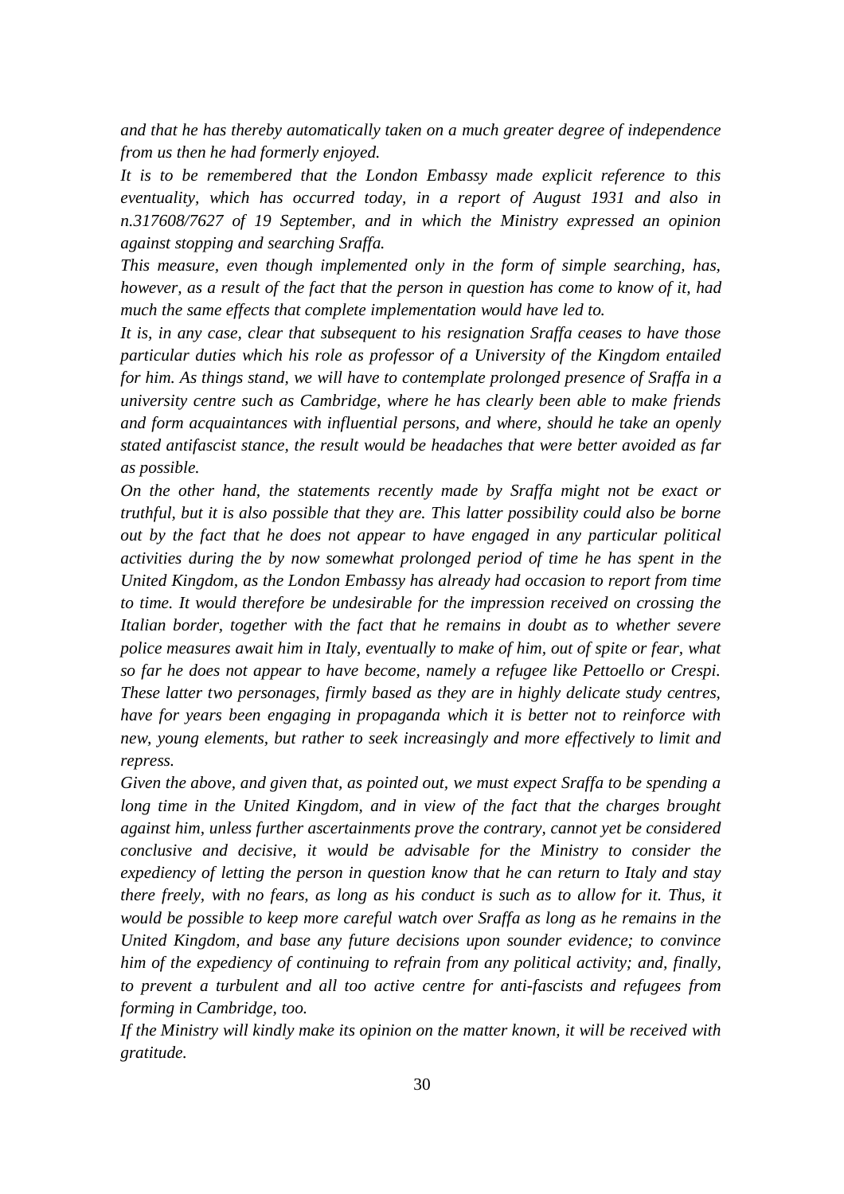*and that he has thereby automatically taken on a much greater degree of independence from us then he had formerly enjoyed.*

*It is to be remembered that the London Embassy made explicit reference to this eventuality, which has occurred today, in a report of August 1931 and also in n.317608/7627 of 19 September, and in which the Ministry expressed an opinion against stopping and searching Sraffa.*

*This measure, even though implemented only in the form of simple searching, has, however, as a result of the fact that the person in question has come to know of it, had much the same effects that complete implementation would have led to.*

*It is, in any case, clear that subsequent to his resignation Sraffa ceases to have those particular duties which his role as professor of a University of the Kingdom entailed for him. As things stand, we will have to contemplate prolonged presence of Sraffa in a university centre such as Cambridge, where he has clearly been able to make friends and form acquaintances with influential persons, and where, should he take an openly stated antifascist stance, the result would be headaches that were better avoided as far as possible.*

*On the other hand, the statements recently made by Sraffa might not be exact or truthful, but it is also possible that they are. This latter possibility could also be borne out by the fact that he does not appear to have engaged in any particular political activities during the by now somewhat prolonged period of time he has spent in the United Kingdom, as the London Embassy has already had occasion to report from time to time. It would therefore be undesirable for the impression received on crossing the Italian border, together with the fact that he remains in doubt as to whether severe police measures await him in Italy, eventually to make of him, out of spite or fear, what so far he does not appear to have become, namely a refugee like Pettoello or Crespi. These latter two personages, firmly based as they are in highly delicate study centres, have for years been engaging in propaganda which it is better not to reinforce with new, young elements, but rather to seek increasingly and more effectively to limit and repress.*

*Given the above, and given that, as pointed out, we must expect Sraffa to be spending a long time in the United Kingdom, and in view of the fact that the charges brought against him, unless further ascertainments prove the contrary, cannot yet be considered conclusive and decisive, it would be advisable for the Ministry to consider the expediency of letting the person in question know that he can return to Italy and stay there freely, with no fears, as long as his conduct is such as to allow for it. Thus, it would be possible to keep more careful watch over Sraffa as long as he remains in the United Kingdom, and base any future decisions upon sounder evidence; to convince him of the expediency of continuing to refrain from any political activity; and, finally, to prevent a turbulent and all too active centre for anti-fascists and refugees from forming in Cambridge, too.*

*If the Ministry will kindly make its opinion on the matter known, it will be received with gratitude.*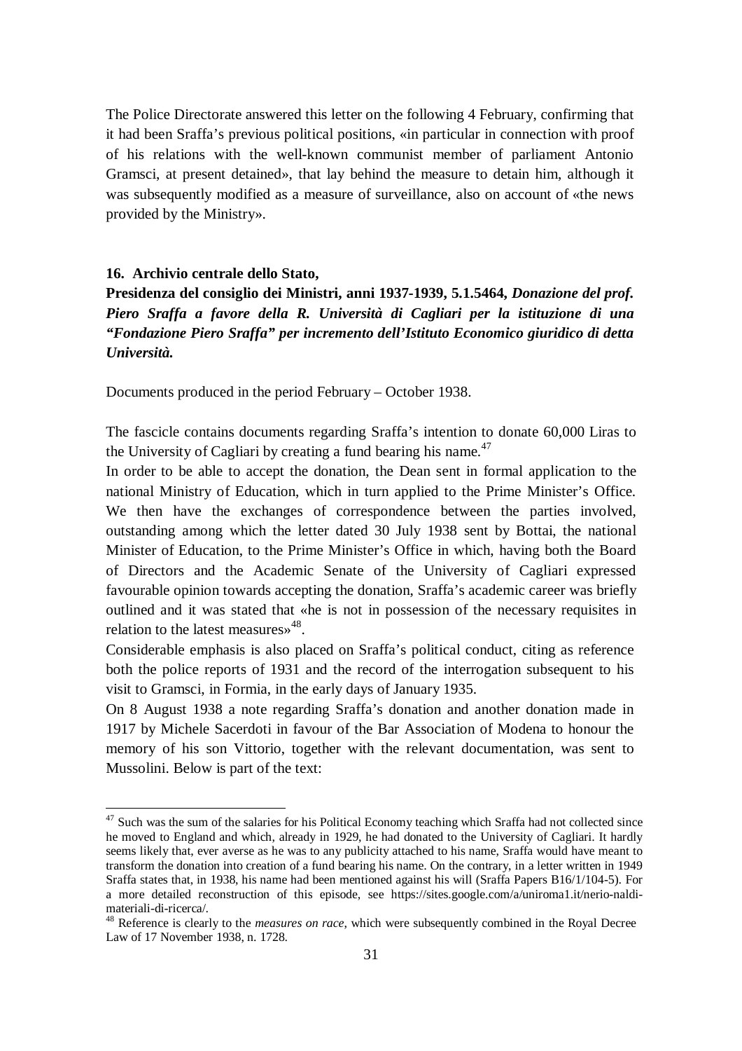The Police Directorate answered this letter on the following 4 February, confirming that it had been Sraffa's previous political positions, «in particular in connection with proof of his relations with the well-known communist member of parliament Antonio Gramsci, at present detained», that lay behind the measure to detain him, although it was subsequently modified as a measure of surveillance, also on account of «the news provided by the Ministry».

### 16. Archivio centrale dello Stato, Presidenza del consiglio dei Ministri, anni 1937-1939, 5.1.5464, *Donazione del prof. Piero Sraffa a favore della R. Università di Cagliari per la istituzione di una "Fondazione Piero Sraffa" per incremento dell'Istituto Economico giuridico di detta Università.*

Documents produced in the period February – October 1938.

The fascicle contains documents regarding Sraffa's intention to donate 60,000 Liras to the University of Cagliari by creating a fund bearing his name.[47]

In order to be able to accept the donation, the Dean sent in formal application to the national Ministry of Education, which in turn applied to the Prime Minister's Office. We then have the exchanges of correspondence between the parties involved, outstanding among which the letter dated 30 July 1938 sent by Bottai, the national Minister of Education, to the Prime Minister's Office in which, having both the Board of Directors and the Academic Senate of the University of Cagliari expressed favourable opinion towards accepting the donation, Sraffa's academic career was briefly outlined and it was stated that «he is not in possession of the necessary requisites in relation to the latest measures»[48].

Considerable emphasis is also placed on Sraffa's political conduct, citing as reference both the police reports of 1931 and the record of the interrogation subsequent to his visit to Gramsci, in Formia, in the early days of January 1935.

On 8 August 1938 a note regarding Sraffa's donation and another donation made in 1917 by Michele Sacerdoti in favour of the Bar Association of Modena to honour the memory of his son Vittorio, together with the relevant documentation, was sent to Mussolini. Below is part of the text:

---

[47] Such was the sum of the salaries for his Political Economy teaching which Sraffa had not collected since he moved to England and which, already in 1929, he had donated to the University of Cagliari. It hardly seems likely that, ever averse as he was to any publicity attached to his name, Sraffa would have meant to transform the donation into creation of a fund bearing his name. On the contrary, in a letter written in 1949 Sraffa states that, in 1938, his name had been mentioned against his will (Sraffa Papers B16/1/104-5). For a more detailed reconstruction of this episode, see https://sites.google.com/a/uniroma1.it/nerio-naldi-materiali-di-ricerca/.

[48] Reference is clearly to the *measures on race*, which were subsequently combined in the Royal Decree Law of 17 November 1938, n. 1728.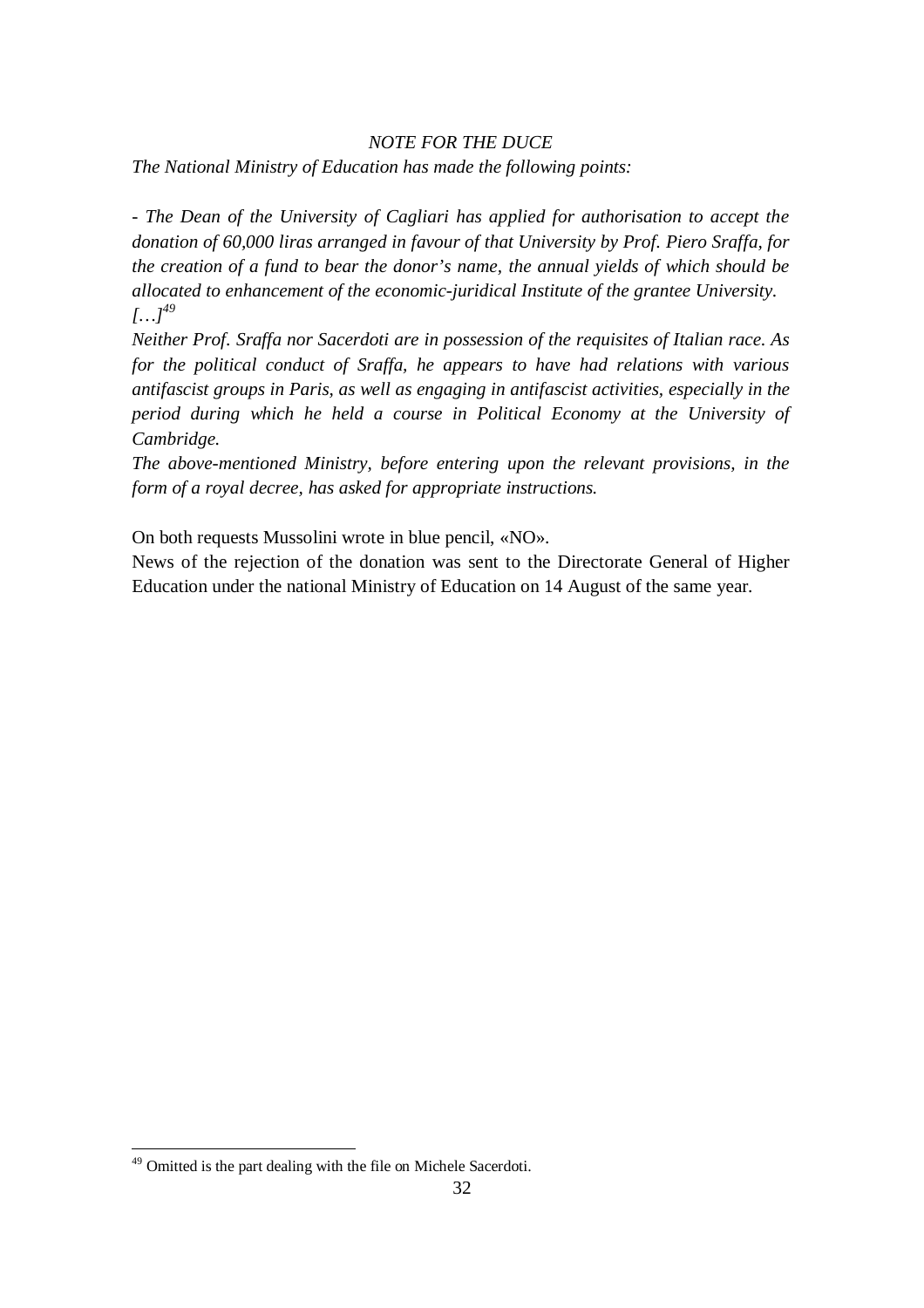*NOTE FOR THE DUCE*

*The National Ministry of Education has made the following points:*

*- The Dean of the University of Cagliari has applied for authorisation to accept the donation of 60,000 liras arranged in favour of that University by Prof. Piero Sraffa, for the creation of a fund to bear the donor's name, the annual yields of which should be allocated to enhancement of the economic-juridical Institute of the grantee University.*
*[…]*[49]

*Neither Prof. Sraffa nor Sacerdoti are in possession of the requisites of Italian race. As for the political conduct of Sraffa, he appears to have had relations with various antifascist groups in Paris, as well as engaging in antifascist activities, especially in the period during which he held a course in Political Economy at the University of Cambridge.*

*The above-mentioned Ministry, before entering upon the relevant provisions, in the form of a royal decree, has asked for appropriate instructions.*

On both requests Mussolini wrote in blue pencil, «NO».

News of the rejection of the donation was sent to the Directorate General of Higher Education under the national Ministry of Education on 14 August of the same year.

---

[49] Omitted is the part dealing with the file on Michele Sacerdoti.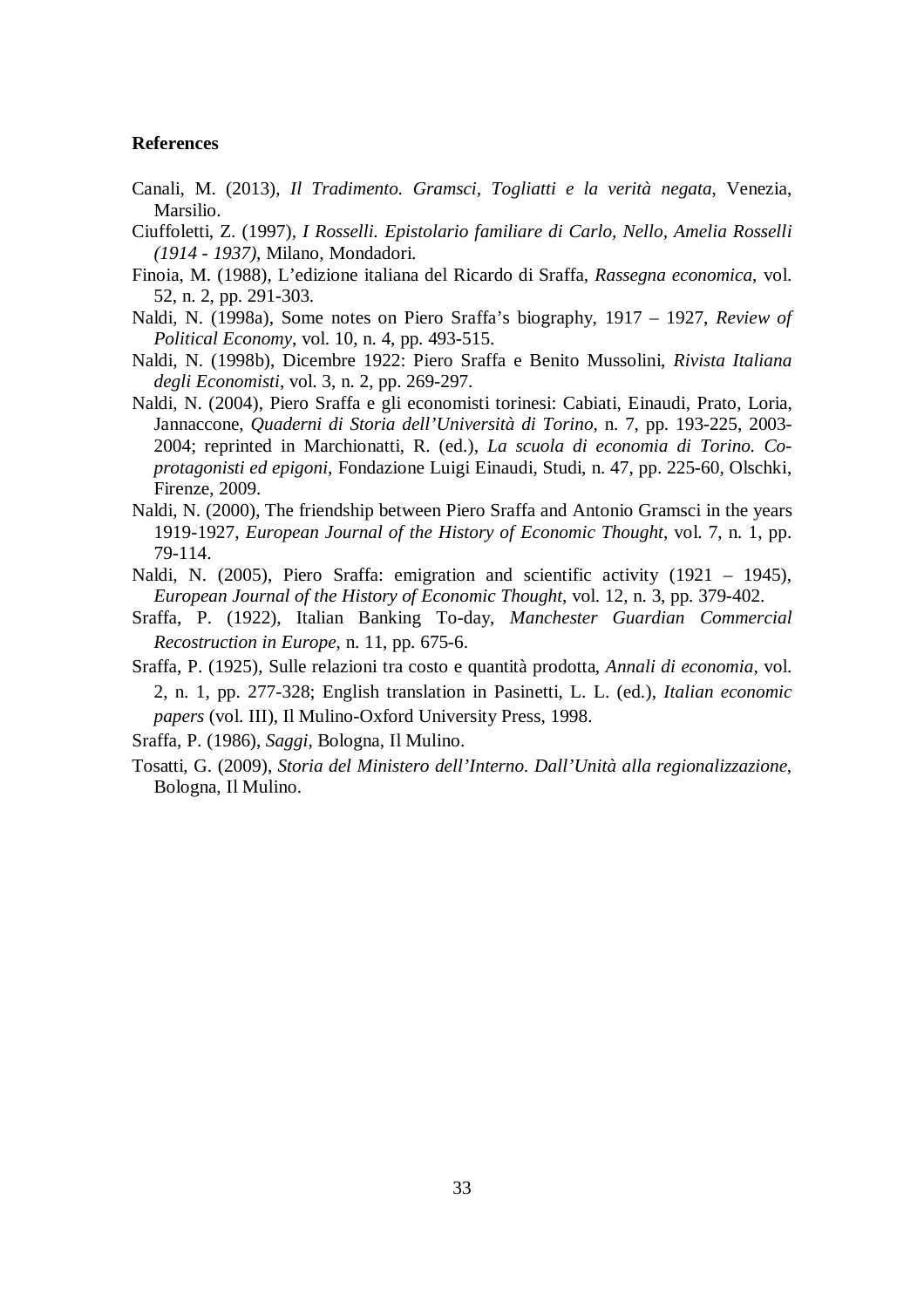**References**

Canali, M. (2013), *Il Tradimento. Gramsci, Togliatti e la verità negata*, Venezia, Marsilio.

Ciuffoletti, Z. (1997), *I Rosselli. Epistolario familiare di Carlo, Nello, Amelia Rosselli (1914 - 1937)*, Milano, Mondadori.

Finoia, M. (1988), L'edizione italiana del Ricardo di Sraffa, *Rassegna economica*, vol. 52, n. 2, pp. 291-303.

Naldi, N. (1998a), Some notes on Piero Sraffa's biography, 1917 – 1927, *Review of Political Economy*, vol. 10, n. 4, pp. 493-515.

Naldi, N. (1998b), Dicembre 1922: Piero Sraffa e Benito Mussolini, *Rivista Italiana degli Economisti*, vol. 3, n. 2, pp. 269-297.

Naldi, N. (2004), Piero Sraffa e gli economisti torinesi: Cabiati, Einaudi, Prato, Loria, Jannaccone, *Quaderni di Storia dell'Università di Torino*, n. 7, pp. 193-225, 2003-2004; reprinted in Marchionatti, R. (ed.), *La scuola di economia di Torino. Co-protagonisti ed epigoni*, Fondazione Luigi Einaudi, Studi, n. 47, pp. 225-60, Olschki, Firenze, 2009.

Naldi, N. (2000), The friendship between Piero Sraffa and Antonio Gramsci in the years 1919-1927, *European Journal of the History of Economic Thought*, vol. 7, n. 1, pp. 79-114.

Naldi, N. (2005), Piero Sraffa: emigration and scientific activity (1921 – 1945), *European Journal of the History of Economic Thought*, vol. 12, n. 3, pp. 379-402.

Sraffa, P. (1922), Italian Banking To-day, *Manchester Guardian Commercial Recostruction in Europe*, n. 11, pp. 675-6.

Sraffa, P. (1925), Sulle relazioni tra costo e quantità prodotta, *Annali di economia*, vol. 2, n. 1, pp. 277-328; English translation in Pasinetti, L. L. (ed.), *Italian economic papers* (vol. III), Il Mulino-Oxford University Press, 1998.

Sraffa, P. (1986), *Saggi*, Bologna, Il Mulino.

Tosatti, G. (2009), *Storia del Ministero dell'Interno. Dall'Unità alla regionalizzazione*, Bologna, Il Mulino.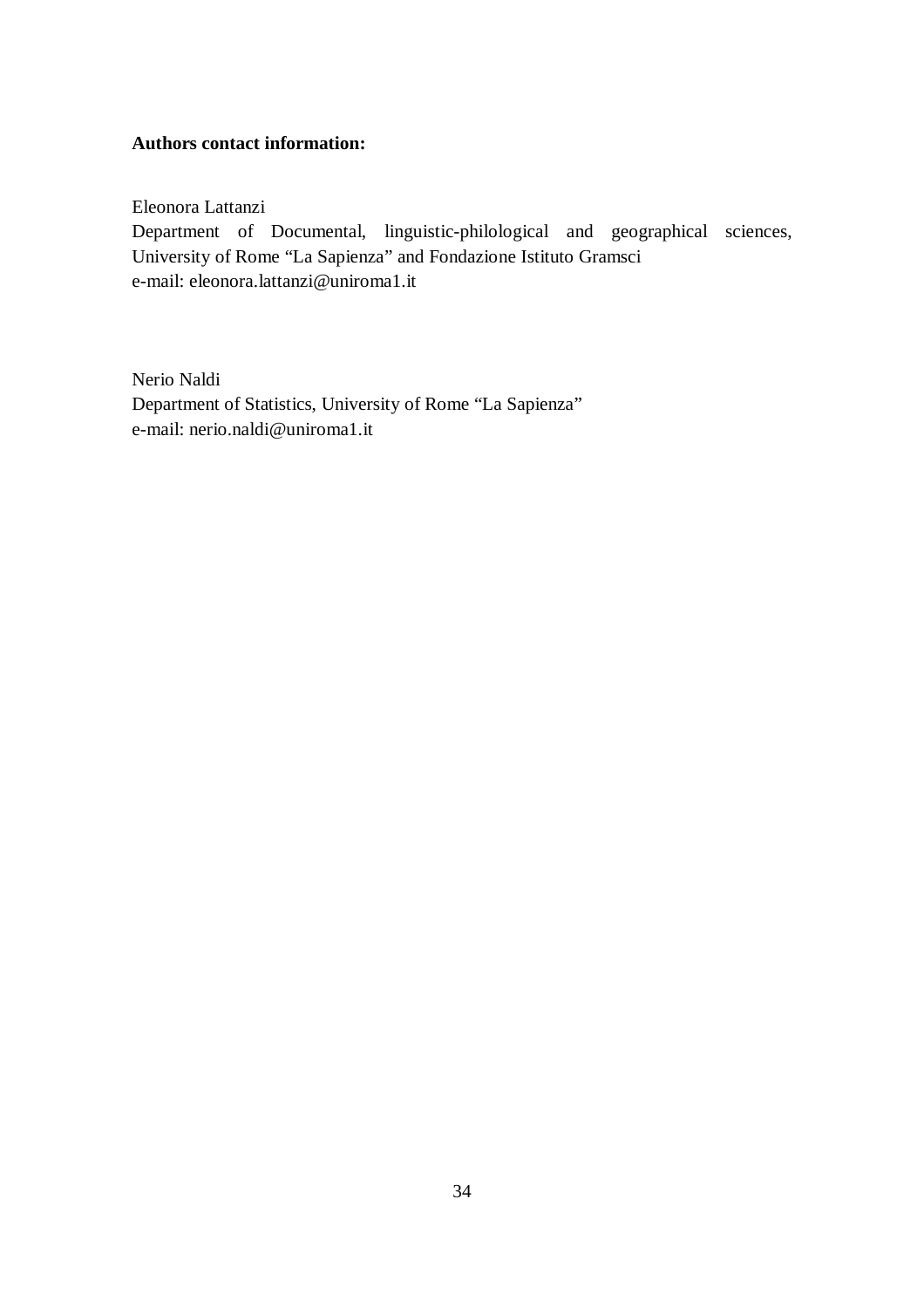**Authors contact information:**

Eleonora Lattanzi
Department of Documental, linguistic-philological and geographical sciences, University of Rome “La Sapienza” and Fondazione Istituto Gramsci
e-mail: eleonora.lattanzi@uniroma1.it

Nerio Naldi
Department of Statistics, University of Rome “La Sapienza”
e-mail: nerio.naldi@uniroma1.it